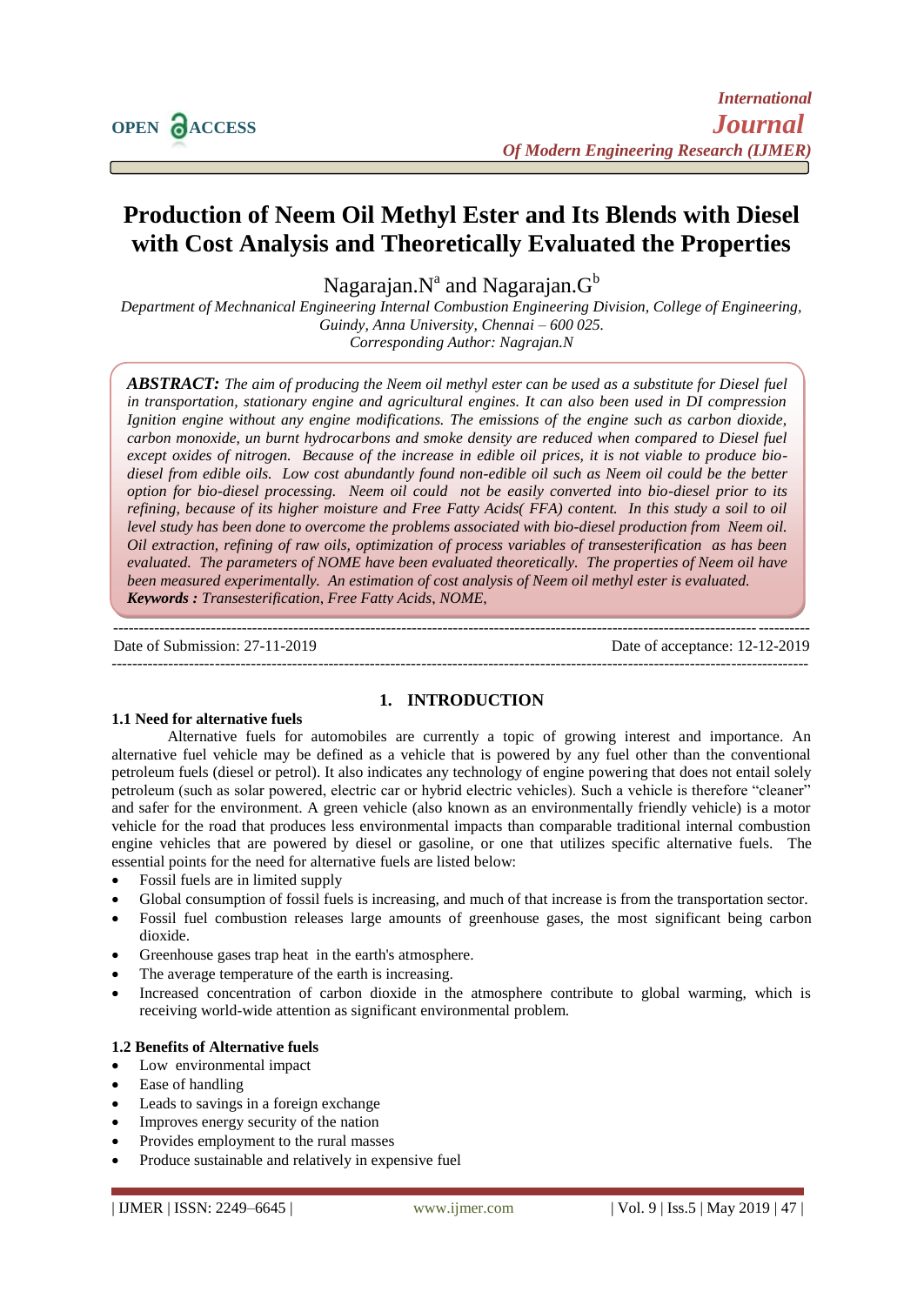# Production of Neem Oil Methyl Ester and Its Blends with Diesel with Cost Analysis and Theoretically Evaluated the Properties

Nagarajan.N[a] and Nagarajan.G[b]

*Department of Mechnanical Engineering Internal Combustion Engineering Division, College of Engineering, Guindy, Anna University, Chennai – 600 025.*
*Corresponding Author: Nagrajan.N*

***ABSTRACT:*** *The aim of producing the Neem oil methyl ester can be used as a substitute for Diesel fuel in transportation, stationary engine and agricultural engines. It can also been used in DI compression Ignition engine without any engine modifications. The emissions of the engine such as carbon dioxide, carbon monoxide, un burnt hydrocarbons and smoke density are reduced when compared to Diesel fuel except oxides of nitrogen. Because of the increase in edible oil prices, it is not viable to produce bio-diesel from edible oils. Low cost abundantly found non-edible oil such as Neem oil could be the better option for bio-diesel processing. Neem oil could not be easily converted into bio-diesel prior to its refining, because of its higher moisture and Free Fatty Acids( FFA) content. In this study a soil to oil level study has been done to overcome the problems associated with bio-diesel production from Neem oil. Oil extraction, refining of raw oils, optimization of process variables of transesterification as has been evaluated. The parameters of NOME have been evaluated theoretically. The properties of Neem oil have been measured experimentally. An estimation of cost analysis of Neem oil methyl ester is evaluated.*
***Keywords :*** *Transesterification, Free Fatty Acids, NOME,*

---

Date of Submission: 27-11-2019 Date of acceptance: 12-12-2019

---

## 1. INTRODUCTION

### 1.1 Need for alternative fuels

Alternative fuels for automobiles are currently a topic of growing interest and importance. An alternative fuel vehicle may be defined as a vehicle that is powered by any fuel other than the conventional petroleum fuels (diesel or petrol). It also indicates any technology of engine powering that does not entail solely petroleum (such as solar powered, electric car or hybrid electric vehicles). Such a vehicle is therefore "cleaner" and safer for the environment. A green vehicle (also known as an environmentally friendly vehicle) is a motor vehicle for the road that produces less environmental impacts than comparable traditional internal combustion engine vehicles that are powered by diesel or gasoline, or one that utilizes specific alternative fuels. The essential points for the need for alternative fuels are listed below:

- Fossil fuels are in limited supply
- Global consumption of fossil fuels is increasing, and much of that increase is from the transportation sector.
- Fossil fuel combustion releases large amounts of greenhouse gases, the most significant being carbon dioxide.
- Greenhouse gases trap heat in the earth's atmosphere.
- The average temperature of the earth is increasing.
- Increased concentration of carbon dioxide in the atmosphere contribute to global warming, which is receiving world-wide attention as significant environmental problem.

### 1.2 Benefits of Alternative fuels

- Low environmental impact
- Ease of handling
- Leads to savings in a foreign exchange
- Improves energy security of the nation
- Provides employment to the rural masses
- Produce sustainable and relatively in expensive fuel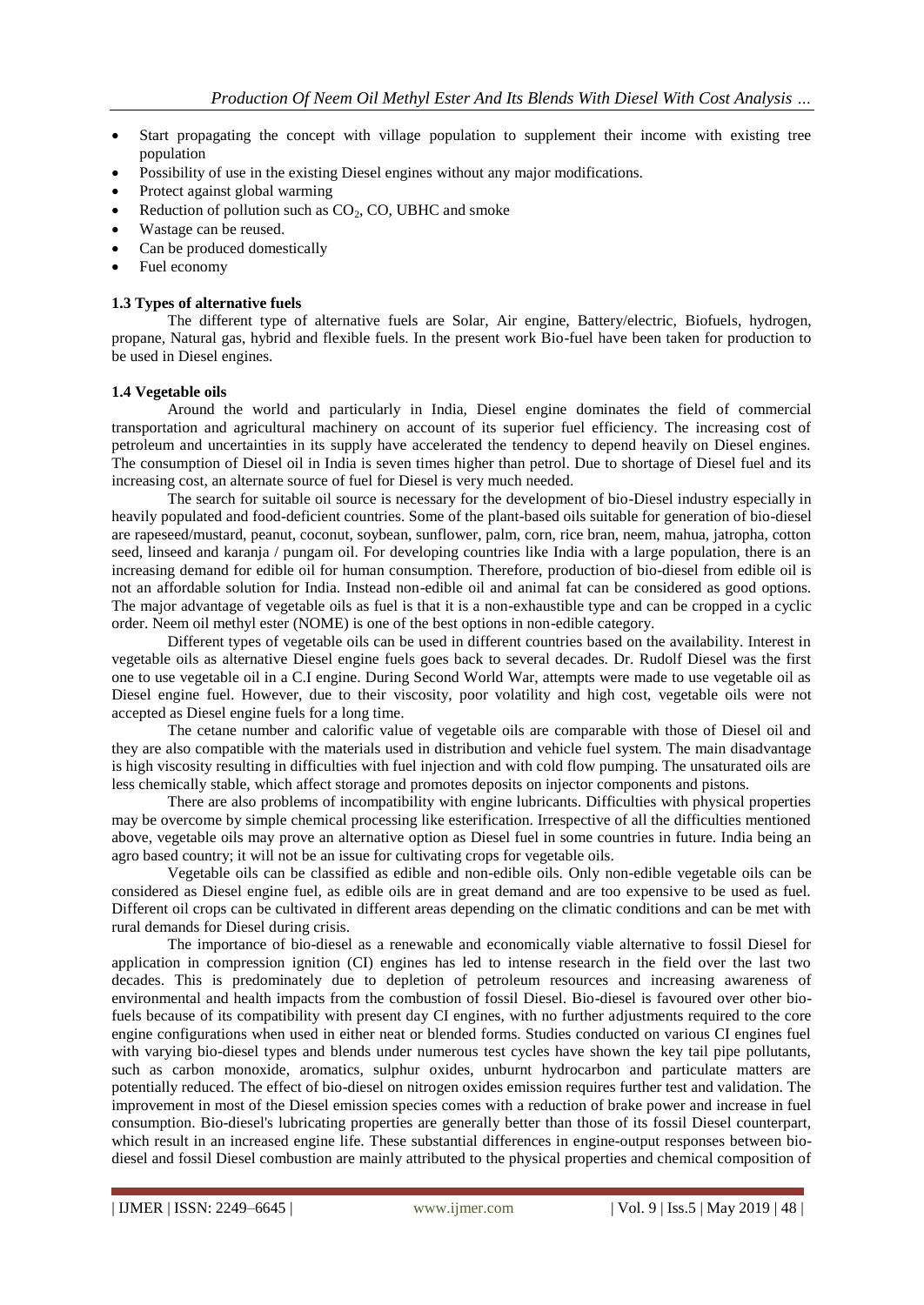- Start propagating the concept with village population to supplement their income with existing tree population
- Possibility of use in the existing Diesel engines without any major modifications.
- Protect against global warming
- Reduction of pollution such as $CO_2$, CO, UBHC and smoke
- Wastage can be reused.
- Can be produced domestically
- Fuel economy

### 1.3 Types of alternative fuels

The different type of alternative fuels are Solar, Air engine, Battery/electric, Biofuels, hydrogen, propane, Natural gas, hybrid and flexible fuels. In the present work Bio-fuel have been taken for production to be used in Diesel engines.

### 1.4 Vegetable oils

Around the world and particularly in India, Diesel engine dominates the field of commercial transportation and agricultural machinery on account of its superior fuel efficiency. The increasing cost of petroleum and uncertainties in its supply have accelerated the tendency to depend heavily on Diesel engines. The consumption of Diesel oil in India is seven times higher than petrol. Due to shortage of Diesel fuel and its increasing cost, an alternate source of fuel for Diesel is very much needed.

The search for suitable oil source is necessary for the development of bio-Diesel industry especially in heavily populated and food-deficient countries. Some of the plant-based oils suitable for generation of bio-diesel are rapeseed/mustard, peanut, coconut, soybean, sunflower, palm, corn, rice bran, neem, mahua, jatropha, cotton seed, linseed and karanja / pungam oil. For developing countries like India with a large population, there is an increasing demand for edible oil for human consumption. Therefore, production of bio-diesel from edible oil is not an affordable solution for India. Instead non-edible oil and animal fat can be considered as good options. The major advantage of vegetable oils as fuel is that it is a non-exhaustible type and can be cropped in a cyclic order. Neem oil methyl ester (NOME) is one of the best options in non-edible category.

Different types of vegetable oils can be used in different countries based on the availability. Interest in vegetable oils as alternative Diesel engine fuels goes back to several decades. Dr. Rudolf Diesel was the first one to use vegetable oil in a C.I engine. During Second World War, attempts were made to use vegetable oil as Diesel engine fuel. However, due to their viscosity, poor volatility and high cost, vegetable oils were not accepted as Diesel engine fuels for a long time.

The cetane number and calorific value of vegetable oils are comparable with those of Diesel oil and they are also compatible with the materials used in distribution and vehicle fuel system. The main disadvantage is high viscosity resulting in difficulties with fuel injection and with cold flow pumping. The unsaturated oils are less chemically stable, which affect storage and promotes deposits on injector components and pistons.

There are also problems of incompatibility with engine lubricants. Difficulties with physical properties may be overcome by simple chemical processing like esterification. Irrespective of all the difficulties mentioned above, vegetable oils may prove an alternative option as Diesel fuel in some countries in future. India being an agro based country; it will not be an issue for cultivating crops for vegetable oils.

Vegetable oils can be classified as edible and non-edible oils. Only non-edible vegetable oils can be considered as Diesel engine fuel, as edible oils are in great demand and are too expensive to be used as fuel. Different oil crops can be cultivated in different areas depending on the climatic conditions and can be met with rural demands for Diesel during crisis.

The importance of bio-diesel as a renewable and economically viable alternative to fossil Diesel for application in compression ignition (CI) engines has led to intense research in the field over the last two decades. This is predominately due to depletion of petroleum resources and increasing awareness of environmental and health impacts from the combustion of fossil Diesel. Bio-diesel is favoured over other bio-fuels because of its compatibility with present day CI engines, with no further adjustments required to the core engine configurations when used in either neat or blended forms. Studies conducted on various CI engines fuel with varying bio-diesel types and blends under numerous test cycles have shown the key tail pipe pollutants, such as carbon monoxide, aromatics, sulphur oxides, unburnt hydrocarbon and particulate matters are potentially reduced. The effect of bio-diesel on nitrogen oxides emission requires further test and validation. The improvement in most of the Diesel emission species comes with a reduction of brake power and increase in fuel consumption. Bio-diesel's lubricating properties are generally better than those of its fossil Diesel counterpart, which result in an increased engine life. These substantial differences in engine-output responses between bio-diesel and fossil Diesel combustion are mainly attributed to the physical properties and chemical composition of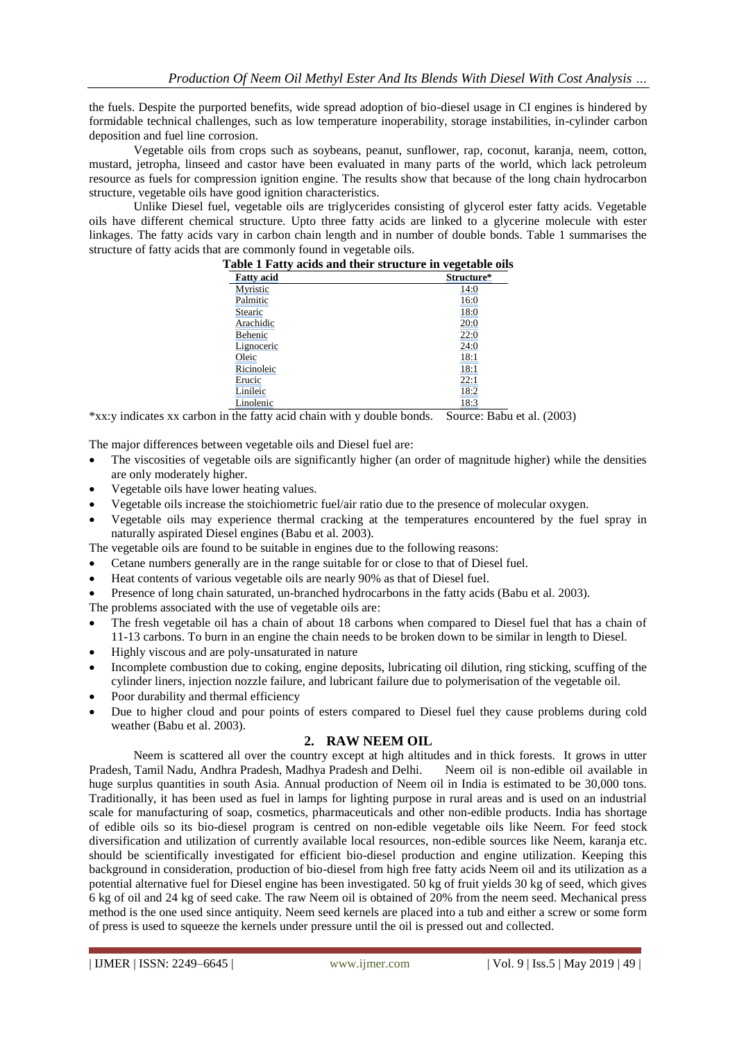the fuels. Despite the purported benefits, wide spread adoption of bio-diesel usage in CI engines is hindered by formidable technical challenges, such as low temperature inoperability, storage instabilities, in-cylinder carbon deposition and fuel line corrosion.

Vegetable oils from crops such as soybeans, peanut, sunflower, rap, coconut, karanja, neem, cotton, mustard, jetropha, linseed and castor have been evaluated in many parts of the world, which lack petroleum resource as fuels for compression ignition engine. The results show that because of the long chain hydrocarbon structure, vegetable oils have good ignition characteristics.

Unlike Diesel fuel, vegetable oils are triglycerides consisting of glycerol ester fatty acids. Vegetable oils have different chemical structure. Upto three fatty acids are linked to a glycerine molecule with ester linkages. The fatty acids vary in carbon chain length and in number of double bonds. Table 1 summarises the structure of fatty acids that are commonly found in vegetable oils.

**Table 1 Fatty acids and their structure in vegetable oils**

| Fatty acid | Structure* |
|---|---|
| Myristic | 14:0 |
| Palmitic | 16:0 |
| Stearic | 18:0 |
| Arachidic | 20:0 |
| Behenic | 22:0 |
| Lignoceric | 24:0 |
| Oleic | 18:1 |
| Ricinoleic | 18:1 |
| Erucic | 22:1 |
| Linileic | 18:2 |
| Linolenic | 18:3 |

*xx:y indicates xx carbon in the fatty acid chain with y double bonds. Source: Babu et al. (2003)

The major differences between vegetable oils and Diesel fuel are:

- The viscosities of vegetable oils are significantly higher (an order of magnitude higher) while the densities are only moderately higher.
- Vegetable oils have lower heating values.
- Vegetable oils increase the stoichiometric fuel/air ratio due to the presence of molecular oxygen.
- Vegetable oils may experience thermal cracking at the temperatures encountered by the fuel spray in naturally aspirated Diesel engines (Babu et al. 2003).

The vegetable oils are found to be suitable in engines due to the following reasons:

- Cetane numbers generally are in the range suitable for or close to that of Diesel fuel.
- Heat contents of various vegetable oils are nearly 90% as that of Diesel fuel.
- Presence of long chain saturated, un-branched hydrocarbons in the fatty acids (Babu et al. 2003).

The problems associated with the use of vegetable oils are:

- The fresh vegetable oil has a chain of about 18 carbons when compared to Diesel fuel that has a chain of 11-13 carbons. To burn in an engine the chain needs to be broken down to be similar in length to Diesel.
- Highly viscous and are poly-unsaturated in nature
- Incomplete combustion due to coking, engine deposits, lubricating oil dilution, ring sticking, scuffing of the cylinder liners, injection nozzle failure, and lubricant failure due to polymerisation of the vegetable oil.
- Poor durability and thermal efficiency
- Due to higher cloud and pour points of esters compared to Diesel fuel they cause problems during cold weather (Babu et al. 2003).

## 2. RAW NEEM OIL

Neem is scattered all over the country except at high altitudes and in thick forests. It grows in utter Pradesh, Tamil Nadu, Andhra Pradesh, Madhya Pradesh and Delhi. Neem oil is non-edible oil available in huge surplus quantities in south Asia. Annual production of Neem oil in India is estimated to be 30,000 tons. Traditionally, it has been used as fuel in lamps for lighting purpose in rural areas and is used on an industrial scale for manufacturing of soap, cosmetics, pharmaceuticals and other non-edible products. India has shortage of edible oils so its bio-diesel program is centred on non-edible vegetable oils like Neem. For feed stock diversification and utilization of currently available local resources, non-edible sources like Neem, karanja etc. should be scientifically investigated for efficient bio-diesel production and engine utilization. Keeping this background in consideration, production of bio-diesel from high free fatty acids Neem oil and its utilization as a potential alternative fuel for Diesel engine has been investigated. 50 kg of fruit yields 30 kg of seed, which gives 6 kg of oil and 24 kg of seed cake. The raw Neem oil is obtained of 20% from the neem seed. Mechanical press method is the one used since antiquity. Neem seed kernels are placed into a tub and either a screw or some form of press is used to squeeze the kernels under pressure until the oil is pressed out and collected.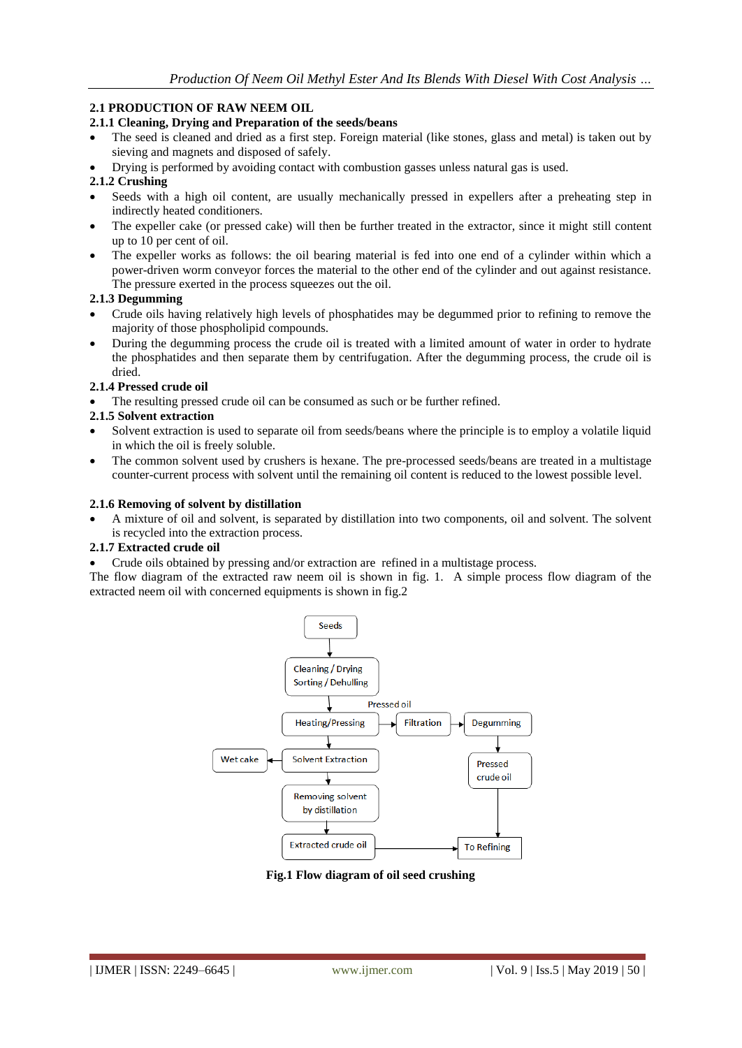## 2.1 PRODUCTION OF RAW NEEM OIL

### 2.1.1 Cleaning, Drying and Preparation of the seeds/beans

- The seed is cleaned and dried as a first step. Foreign material (like stones, glass and metal) is taken out by sieving and magnets and disposed of safely.
- Drying is performed by avoiding contact with combustion gasses unless natural gas is used.

### 2.1.2 Crushing

- Seeds with a high oil content, are usually mechanically pressed in expellers after a preheating step in indirectly heated conditioners.
- The expeller cake (or pressed cake) will then be further treated in the extractor, since it might still content up to 10 per cent of oil.
- The expeller works as follows: the oil bearing material is fed into one end of a cylinder within which a power-driven worm conveyor forces the material to the other end of the cylinder and out against resistance. The pressure exerted in the process squeezes out the oil.

### 2.1.3 Degumming

- Crude oils having relatively high levels of phosphatides may be degummed prior to refining to remove the majority of those phospholipid compounds.
- During the degumming process the crude oil is treated with a limited amount of water in order to hydrate the phosphatides and then separate them by centrifugation. After the degumming process, the crude oil is dried.

### 2.1.4 Pressed crude oil

- The resulting pressed crude oil can be consumed as such or be further refined.

### 2.1.5 Solvent extraction

- Solvent extraction is used to separate oil from seeds/beans where the principle is to employ a volatile liquid in which the oil is freely soluble.
- The common solvent used by crushers is hexane. The pre-processed seeds/beans are treated in a multistage counter-current process with solvent until the remaining oil content is reduced to the lowest possible level.

### 2.1.6 Removing of solvent by distillation

- A mixture of oil and solvent, is separated by distillation into two components, oil and solvent. The solvent is recycled into the extraction process.

### 2.1.7 Extracted crude oil

- Crude oils obtained by pressing and/or extraction are refined in a multistage process.

The flow diagram of the extracted raw neem oil is shown in fig. 1. A simple process flow diagram of the extracted neem oil with concerned equipments is shown in fig.2

```
Seeds
  ↓
Cleaning / Drying
Sorting / Dehulling
  ↓                    Pressed oil
Heating/Pressing  →  Filtration  →  Degumming
  ↓                                     ↓
Wet cake ← Solvent Extraction       Pressed
  ↓                                  crude oil
Removing solvent                        ↓
by distillation                         ↓
  ↓                                     ↓
Extracted crude oil  ───────────→  To Refining
```

**Fig.1 Flow diagram of oil seed crushing**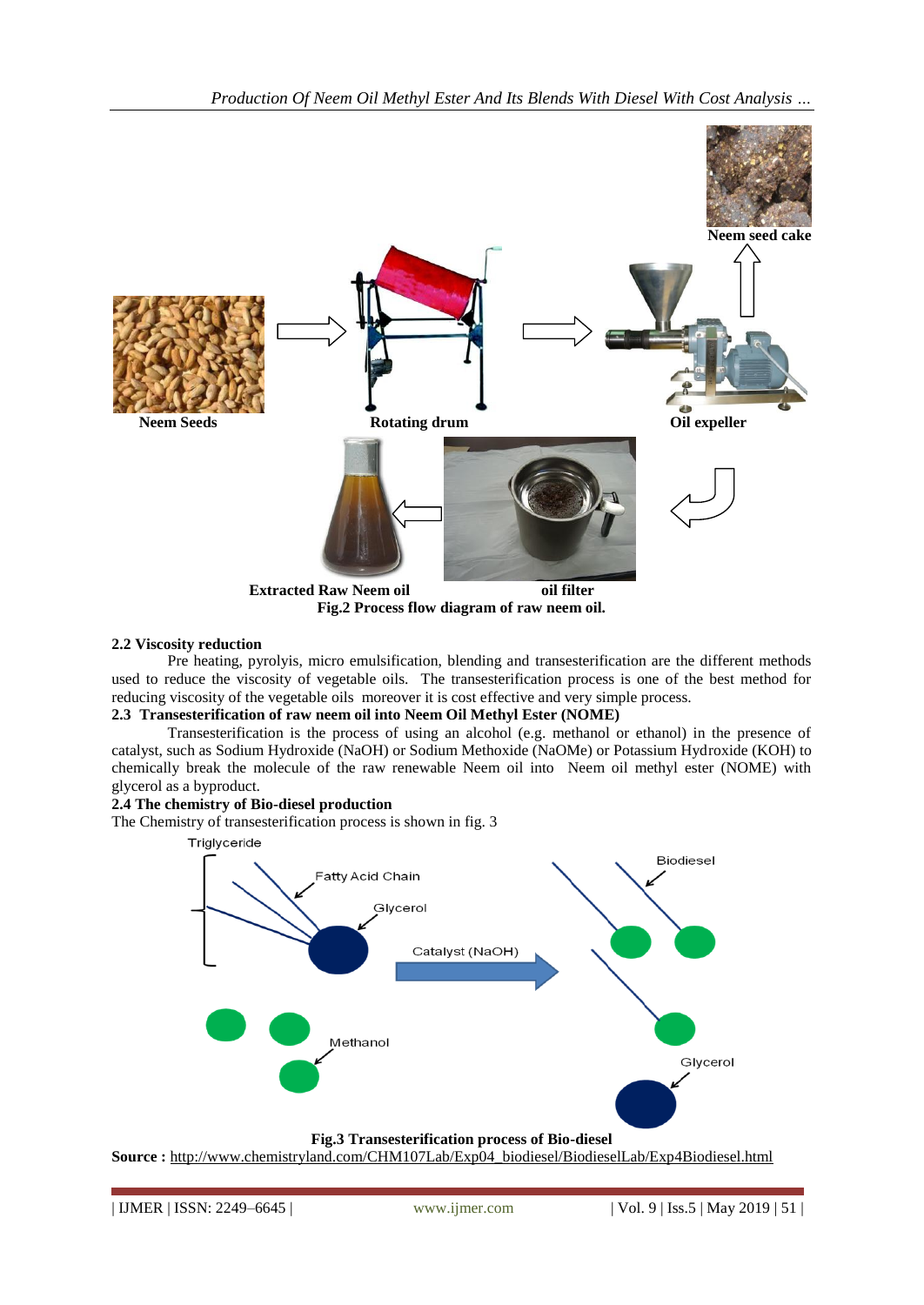Neem Seeds

Rotating drum

Oil expeller

Neem seed cake

Extracted Raw Neem oil

oil filter

**Fig.2 Process flow diagram of raw neem oil.**

**2.2 Viscosity reduction**

Pre heating, pyrolyis, micro emulsification, blending and transesterification are the different methods used to reduce the viscosity of vegetable oils. The transesterification process is one of the best method for reducing viscosity of the vegetable oils moreover it is cost effective and very simple process.

**2.3 Transesterification of raw neem oil into Neem Oil Methyl Ester (NOME)**

Transesterification is the process of using an alcohol (e.g. methanol or ethanol) in the presence of catalyst, such as Sodium Hydroxide (NaOH) or Sodium Methoxide (NaOMe) or Potassium Hydroxide (KOH) to chemically break the molecule of the raw renewable Neem oil into Neem oil methyl ester (NOME) with glycerol as a byproduct.

**2.4 The chemistry of Bio-diesel production**

The Chemistry of transesterification process is shown in fig. 3

Triglyceride

Fatty Acid Chain

Glycerol

Catalyst (NaOH)

Biodiesel

Methanol

Glycerol

**Fig.3 Transesterification process of Bio-diesel**

**Source :** http://www.chemistryland.com/CHM107Lab/Exp04_biodiesel/BiodieselLab/Exp4Biodiesel.html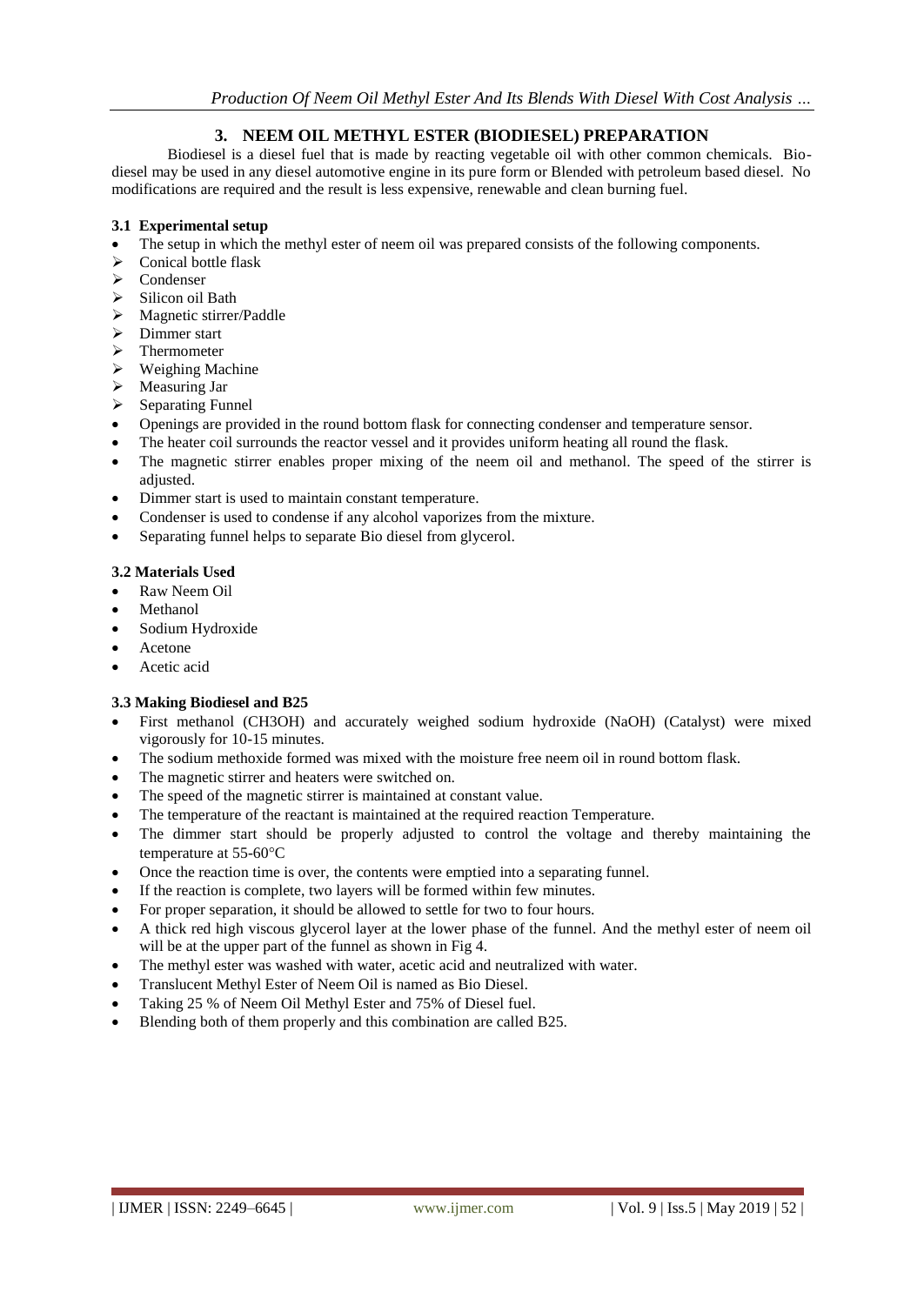## 3. NEEM OIL METHYL ESTER (BIODIESEL) PREPARATION

Biodiesel is a diesel fuel that is made by reacting vegetable oil with other common chemicals. Bio-diesel may be used in any diesel automotive engine in its pure form or Blended with petroleum based diesel. No modifications are required and the result is less expensive, renewable and clean burning fuel.

### 3.1 Experimental setup

- The setup in which the methyl ester of neem oil was prepared consists of the following components.
  - Conical bottle flask
  - Condenser
  - Silicon oil Bath
  - Magnetic stirrer/Paddle
  - Dimmer start
  - Thermometer
  - Weighing Machine
  - Measuring Jar
  - Separating Funnel
- Openings are provided in the round bottom flask for connecting condenser and temperature sensor.
- The heater coil surrounds the reactor vessel and it provides uniform heating all round the flask.
- The magnetic stirrer enables proper mixing of the neem oil and methanol. The speed of the stirrer is adjusted.
- Dimmer start is used to maintain constant temperature.
- Condenser is used to condense if any alcohol vaporizes from the mixture.
- Separating funnel helps to separate Bio diesel from glycerol.

### 3.2 Materials Used

- Raw Neem Oil
- Methanol
- Sodium Hydroxide
- Acetone
- Acetic acid

### 3.3 Making Biodiesel and B25

- First methanol ($CH_3OH$) and accurately weighed sodium hydroxide ($NaOH$) (Catalyst) were mixed vigorously for 10-15 minutes.
- The sodium methoxide formed was mixed with the moisture free neem oil in round bottom flask.
- The magnetic stirrer and heaters were switched on.
- The speed of the magnetic stirrer is maintained at constant value.
- The temperature of the reactant is maintained at the required reaction Temperature.
- The dimmer start should be properly adjusted to control the voltage and thereby maintaining the temperature at 55-60°C
- Once the reaction time is over, the contents were emptied into a separating funnel.
- If the reaction is complete, two layers will be formed within few minutes.
- For proper separation, it should be allowed to settle for two to four hours.
- A thick red high viscous glycerol layer at the lower phase of the funnel. And the methyl ester of neem oil will be at the upper part of the funnel as shown in Fig 4.
- The methyl ester was washed with water, acetic acid and neutralized with water.
- Translucent Methyl Ester of Neem Oil is named as Bio Diesel.
- Taking 25 % of Neem Oil Methyl Ester and 75% of Diesel fuel.
- Blending both of them properly and this combination are called B25.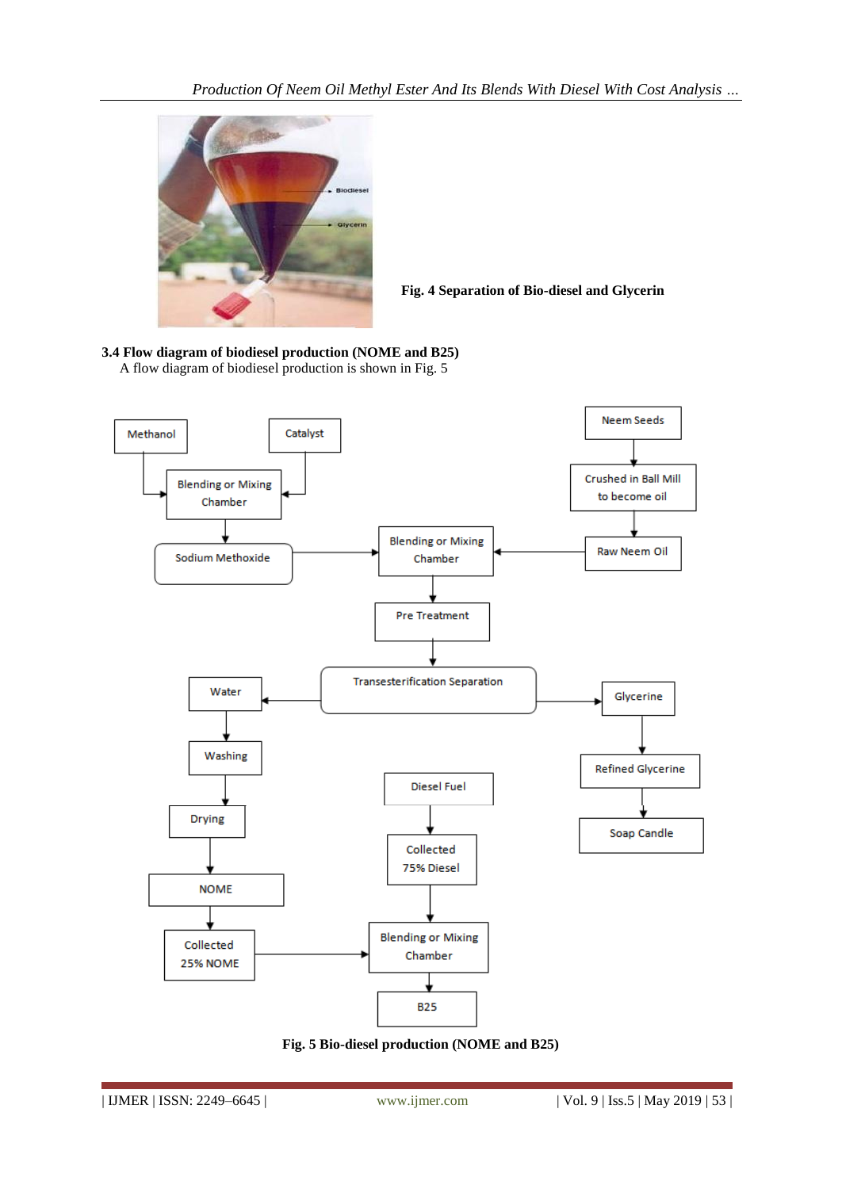Fig. 4 Separation of Bio-diesel and Glycerin

**3.4 Flow diagram of biodiesel production (NOME and B25)**

A flow diagram of biodiesel production is shown in Fig. 5

Fig. 5 Bio-diesel production (NOME and B25)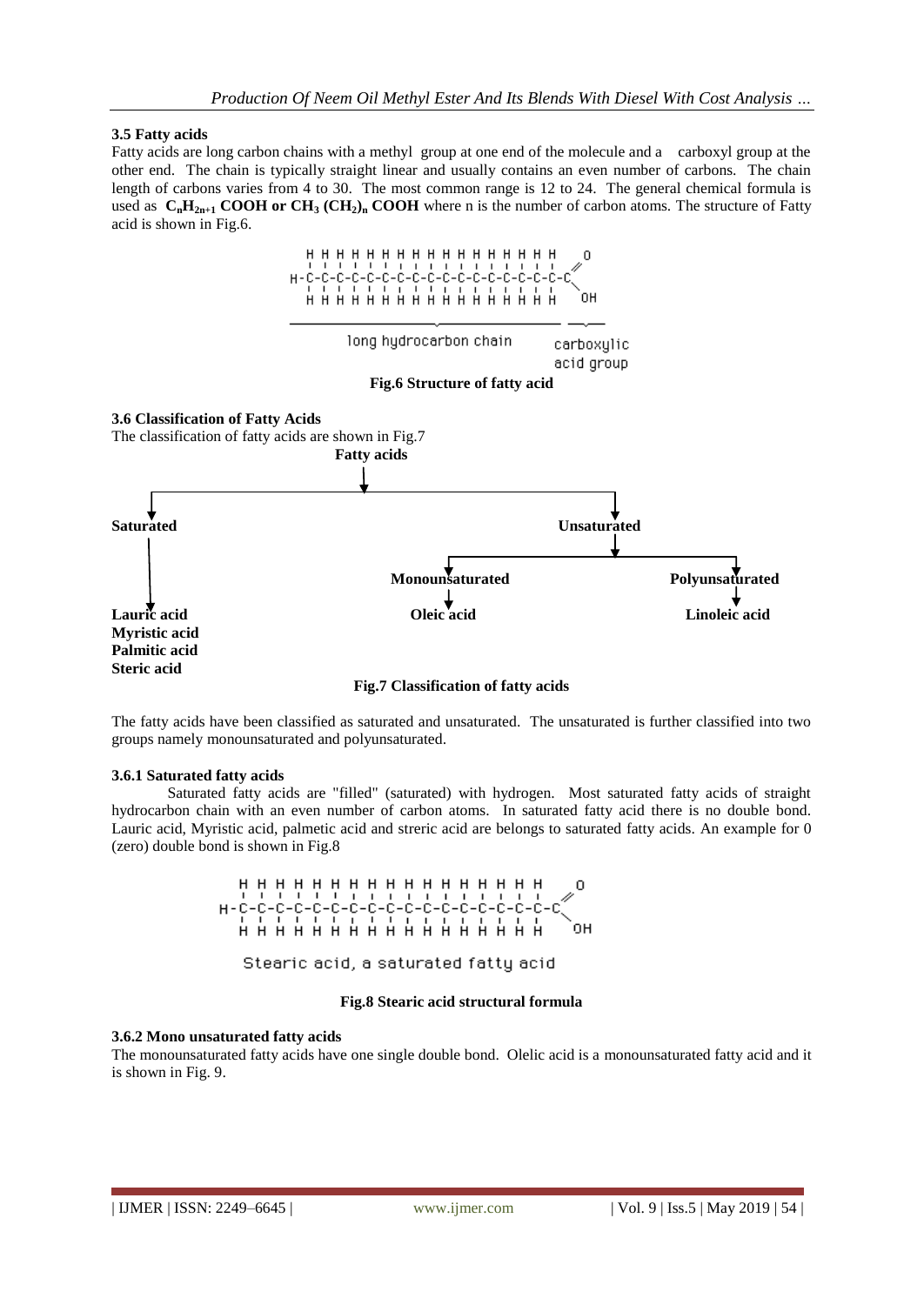### 3.5 Fatty acids

Fatty acids are long carbon chains with a methyl group at one end of the molecule and a carboxyl group at the other end. The chain is typically straight linear and usually contains an even number of carbons. The chain length of carbons varies from 4 to 30. The most common range is 12 to 24. The general chemical formula is used as **$C_nH_{2n+1}$ COOH or $CH_3$ $(CH_2)_n$ COOH** where n is the number of carbon atoms. The structure of Fatty acid is shown in Fig.6.

**Fig.6 Structure of fatty acid**

### 3.6 Classification of Fatty Acids

The classification of fatty acids are shown in Fig.7

**Fatty acids**

- **Saturated**
  - **Lauric acid**
  - **Myristic acid**
  - **Palmitic acid**
  - **Steric acid**
- **Unsaturated**
  - **Monounsaturated**
    - **Oleic acid**
  - **Polyunsaturated**
    - **Linoleic acid**

**Fig.7 Classification of fatty acids**

The fatty acids have been classified as saturated and unsaturated. The unsaturated is further classified into two groups namely monounsaturated and polyunsaturated.

#### 3.6.1 Saturated fatty acids

Saturated fatty acids are "filled" (saturated) with hydrogen. Most saturated fatty acids of straight hydrocarbon chain with an even number of carbon atoms. In saturated fatty acid there is no double bond. Lauric acid, Myristic acid, palmetic acid and streric acid are belongs to saturated fatty acids. An example for 0 (zero) double bond is shown in Fig.8

Stearic acid, a saturated fatty acid

**Fig.8 Stearic acid structural formula**

#### 3.6.2 Mono unsaturated fatty acids

The monounsaturated fatty acids have one single double bond. Olelic acid is a monounsaturated fatty acid and it is shown in Fig. 9.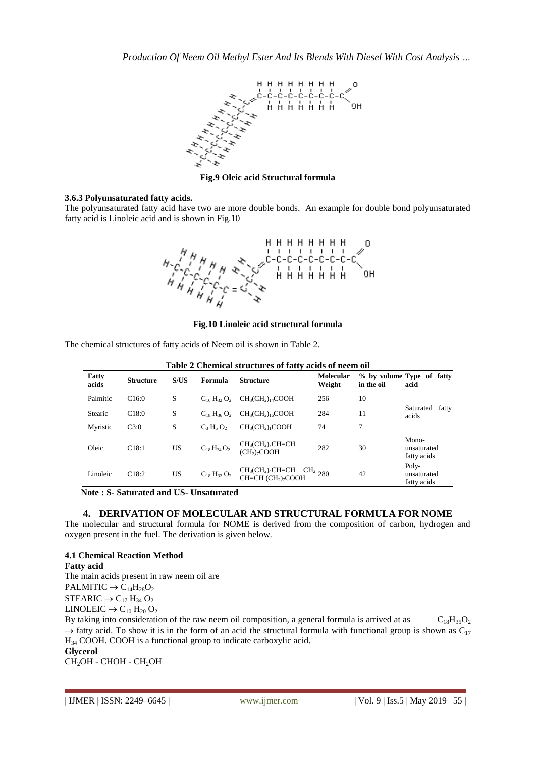**Fig.9 Oleic acid Structural formula**

### 3.6.3 Polyunsaturated fatty acids.

The polyunsaturated fatty acid have two are more double bonds. An example for double bond polyunsaturated fatty acid is Linoleic acid and is shown in Fig.10

**Fig.10 Linoleic acid structural formula**

The chemical structures of fatty acids of Neem oil is shown in Table 2.

**Table 2 Chemical structures of fatty acids of neem oil**

| Fatty acids | Structure | S/US | Formula | Structure | Molecular Weight | % by volume in the oil | Type of fatty acid |
|---|---|---|---|---|---|---|---|
| Palmitic | C16:0 | S | $C_{16}H_{32}O_2$ | $CH_3(CH_2)_{14}COOH$ | 256 | 10 | Saturated fatty acids |
| Stearic | C18:0 | S | $C_{18}H_{36}O_2$ | $CH_3(CH_2)_{16}COOH$ | 284 | 11 | |
| Myristic | C3:0 | S | $C_3H_6O_2$ | $CH_3(CH_2)_1COOH$ | 74 | 7 | |
| Oleic | C18:1 | US | $C_{18}H_{34}O_2$ | $CH_3(CH_2)_7CH{=}CH(CH_2)_7COOH$ | 282 | 30 | Mono-unsaturated fatty acids |
| Linoleic | C18:2 | US | $C_{18}H_{32}O_2$ | $CH_3(CH_2)_4CH{=}CH\ CH_2\ CH{=}CH(CH_2)_7COOH$ | 280 | 42 | Poly-unsaturated fatty acids |

**Note : S- Saturated and US- Unsaturated**

## 4. DERIVATION OF MOLECULAR AND STRUCTURAL FORMULA FOR NOME

The molecular and structural formula for NOME is derived from the composition of carbon, hydrogen and oxygen present in the fuel. The derivation is given below.

### 4.1 Chemical Reaction Method

**Fatty acid**

The main acids present in raw neem oil are

PALMITIC $\rightarrow C_{14}H_{28}O_2$

STEARIC $\rightarrow C_{17}H_{34}O_2$

LINOLEIC $\rightarrow C_{10}H_{20}O_2$

By taking into consideration of the raw neem oil composition, a general formula is arrived at as $C_{18}H_{35}O_2$ $\rightarrow$ fatty acid. To show it is in the form of an acid the structural formula with functional group is shown as $C_{17}H_{34}COOH$. COOH is a functional group to indicate carboxylic acid.

**Glycerol**

$CH_2OH - CHOH - CH_2OH$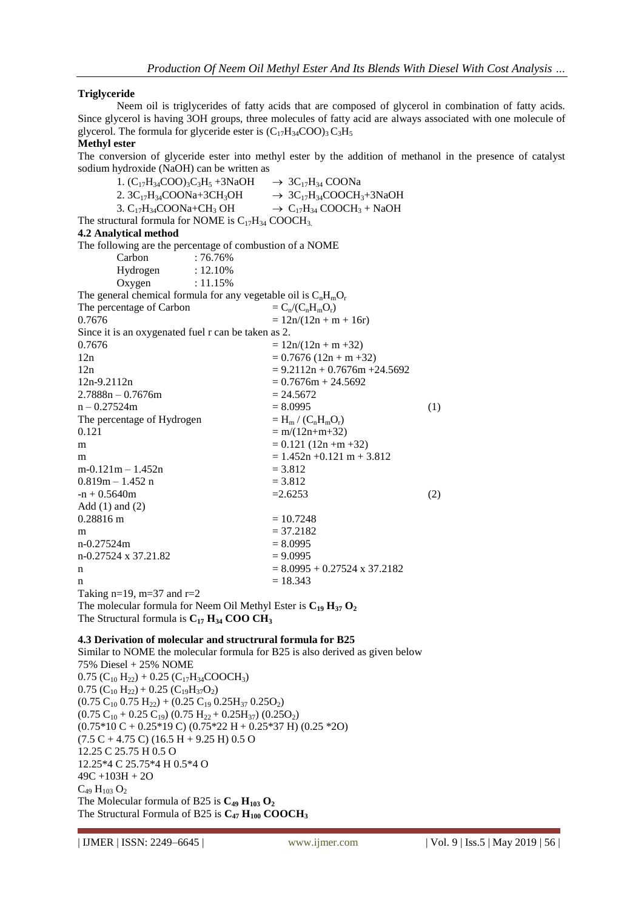**Triglyceride**

Neem oil is triglycerides of fatty acids that are composed of glycerol in combination of fatty acids. Since glycerol is having 3OH groups, three molecules of fatty acid are always associated with one molecule of glycerol. The formula for glyceride ester is $(C_{17}H_{34}COO)_3 C_3H_5$

**Methyl ester**

The conversion of glyceride ester into methyl ester by the addition of methanol in the presence of catalyst sodium hydroxide (NaOH) can be written as

1. $(C_{17}H_{34}COO)_3C_3H_5 + 3NaOH \rightarrow 3C_{17}H_{34}COONa$
2. $3C_{17}H_{34}COONa + 3CH_3OH \rightarrow 3C_{17}H_{34}COOCH_3 + 3NaOH$
3. $C_{17}H_{34}COONa + CH_3OH \rightarrow C_{17}H_{34}COOCH_3 + NaOH$

The structural formula for NOME is $C_{17}H_{34}COOCH_3$.

### 4.2 Analytical method

The following are the percentage of combustion of a NOME

| | |
|---|---|
| Carbon | : 76.76% |
| Hydrogen | : 12.10% |
| Oxygen | : 11.15% |

The general chemical formula for any vegetable oil is $C_nH_mO_r$

The percentage of Carbon $= C_n/(C_nH_mO_r)$

$0.7676 = 12n/(12n + m + 16r)$

Since it is an oxygenated fuel r can be taken as 2.

$0.7676 = 12n/(12n + m + 32)$

$12n = 0.7676\,(12n + m + 32)$

$12n = 9.2112n + 0.7676m + 24.5692$

$12n - 9.2112n = 0.7676m + 24.5692$

$2.7888n - 0.7676m = 24.5672$

$n - 0.27524m = 8.0995 \quad (1)$

The percentage of Hydrogen $= H_m / (C_nH_mO_r)$

$0.121 = m/(12n+m+32)$

$m = 0.121\,(12n + m + 32)$

$m = 1.452n + 0.121\,m + 3.812$

$m - 0.121m - 1.452n = 3.812$

$0.819m - 1.452\,n = 3.812$

$-n + 0.5640m = 2.6253 \quad (2)$

Add (1) and (2)

$0.28816\,m = 10.7248$

$m = 37.2182$

$n - 0.27524m = 8.0995$

$n - 0.27524 \times 37.21.82 = 9.0995$

$n = 8.0995 + 0.27524 \times 37.2182$

$n = 18.343$

Taking n=19, m=37 and r=2

The molecular formula for Neem Oil Methyl Ester is $\mathbf{C_{19}H_{37}O_2}$

The Structural formula is $\mathbf{C_{17}H_{34}COOCH_3}$

### 4.3 Derivation of molecular and structrural formula for B25

Similar to NOME the molecular formula for B25 is also derived as given below

75% Diesel + 25% NOME

$0.75\,(C_{10}H_{22}) + 0.25\,(C_{17}H_{34}COOCH_3)$

$0.75\,(C_{10}H_{22}) + 0.25\,(C_{19}H_{37}O_2)$

$(0.75\,C_{10}\ 0.75\,H_{22}) + (0.25\,C_{19}\ 0.25H_{37}\ 0.25O_2)$

$(0.75\,C_{10} + 0.25\,C_{19})\,(0.75\,H_{22} + 0.25H_{37})\,(0.25O_2)$

$(0.75*10\,C + 0.25*19\,C)\,(0.75*22\,H + 0.25*37\,H)\,(0.25*2O)$

$(7.5\,C + 4.75\,C)\,(16.5\,H + 9.25\,H)\,0.5\,O$

$12.25\,C\ 25.75\,H\ 0.5\,O$

$12.25*4\,C\ 25.75*4\,H\ 0.5*4\,O$

$49C + 103H + 2O$

$C_{49}H_{103}O_2$

The Molecular formula of B25 is $\mathbf{C_{49}H_{103}O_2}$

The Structural Formula of B25 is $\mathbf{C_{47}H_{100}COOCH_3}$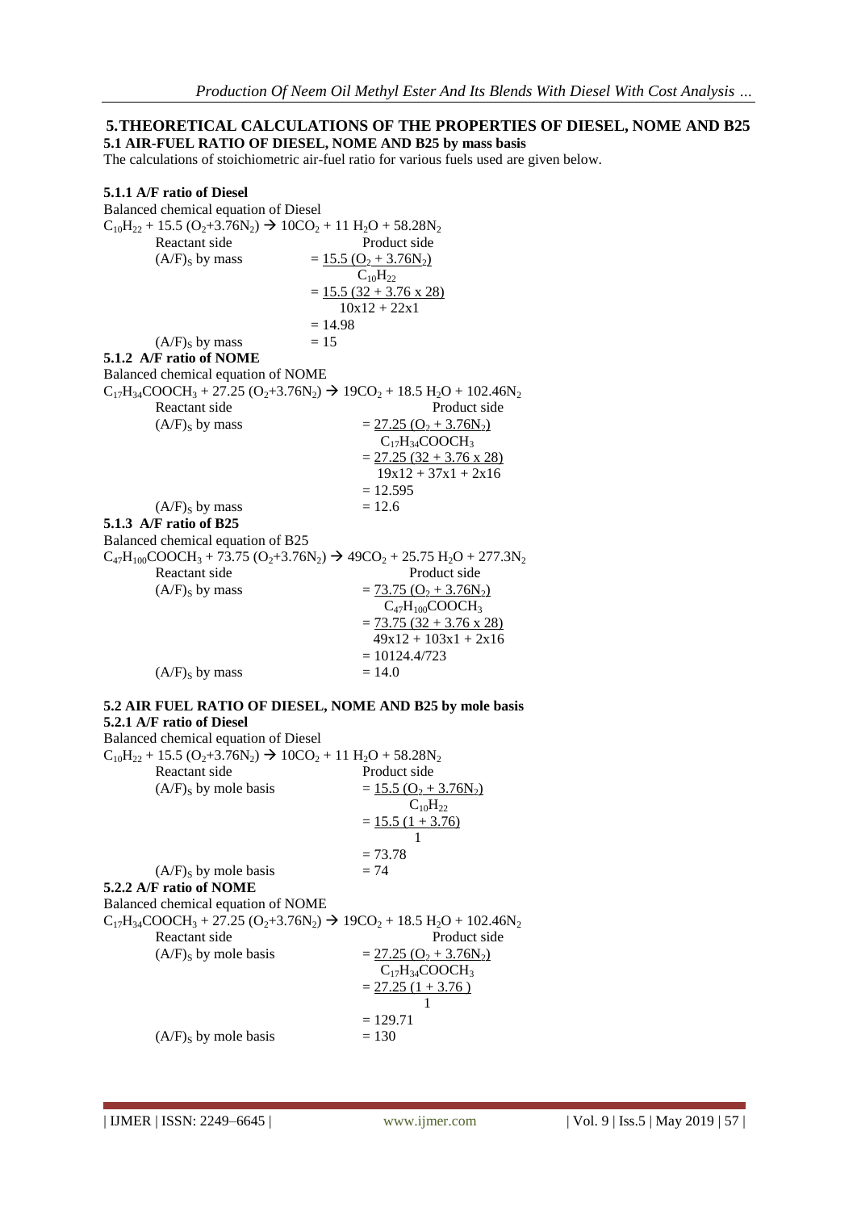## 5.THEORETICAL CALCULATIONS OF THE PROPERTIES OF DIESEL, NOME AND B25

### 5.1 AIR-FUEL RATIO OF DIESEL, NOME AND B25 by mass basis

The calculations of stoichiometric air-fuel ratio for various fuels used are given below.

#### 5.1.1 A/F ratio of Diesel

Balanced chemical equation of Diesel

$$C_{10}H_{22} + 15.5\,(O_2+3.76N_2) \rightarrow 10CO_2 + 11\,H_2O + 58.28N_2$$

Reactant side — Product side

$$(A/F)_S \text{ by mass} = \frac{15.5\,(O_2 + 3.76N_2)}{C_{10}H_{22}} = \frac{15.5\,(32 + 3.76 \times 28)}{10 \times 12 + 22 \times 1} = 14.98$$

$$(A/F)_S \text{ by mass} = 15$$

#### 5.1.2 A/F ratio of NOME

Balanced chemical equation of NOME

$$C_{17}H_{34}COOCH_3 + 27.25\,(O_2+3.76N_2) \rightarrow 19CO_2 + 18.5\,H_2O + 102.46N_2$$

Reactant side — Product side

$$(A/F)_S \text{ by mass} = \frac{27.25\,(O_2 + 3.76N_2)}{C_{17}H_{34}COOCH_3} = \frac{27.25\,(32 + 3.76 \times 28)}{19 \times 12 + 37 \times 1 + 2 \times 16} = 12.595$$

$$(A/F)_S \text{ by mass} = 12.6$$

#### 5.1.3 A/F ratio of B25

Balanced chemical equation of B25

$$C_{47}H_{100}COOCH_3 + 73.75\,(O_2+3.76N_2) \rightarrow 49CO_2 + 25.75\,H_2O + 277.3N_2$$

Reactant side — Product side

$$(A/F)_S \text{ by mass} = \frac{73.75\,(O_2 + 3.76N_2)}{C_{47}H_{100}COOCH_3} = \frac{73.75\,(32 + 3.76 \times 28)}{49 \times 12 + 103 \times 1 + 2 \times 16} = 10124.4/723$$

$$(A/F)_S \text{ by mass} = 14.0$$

### 5.2 AIR FUEL RATIO OF DIESEL, NOME AND B25 by mole basis

#### 5.2.1 A/F ratio of Diesel

Balanced chemical equation of Diesel

$$C_{10}H_{22} + 15.5\,(O_2+3.76N_2) \rightarrow 10CO_2 + 11\,H_2O + 58.28N_2$$

Reactant side — Product side

$$(A/F)_S \text{ by mole basis} = \frac{15.5\,(O_2 + 3.76N_2)}{C_{10}H_{22}} = \frac{15.5\,(1 + 3.76)}{1} = 73.78$$

$$(A/F)_S \text{ by mole basis} = 74$$

#### 5.2.2 A/F ratio of NOME

Balanced chemical equation of NOME

$$C_{17}H_{34}COOCH_3 + 27.25\,(O_2+3.76N_2) \rightarrow 19CO_2 + 18.5\,H_2O + 102.46N_2$$

Reactant side — Product side

$$(A/F)_S \text{ by mole basis} = \frac{27.25\,(O_2 + 3.76N_2)}{C_{17}H_{34}COOCH_3} = \frac{27.25\,(1 + 3.76)}{1} = 129.71$$

$$(A/F)_S \text{ by mole basis} = 130$$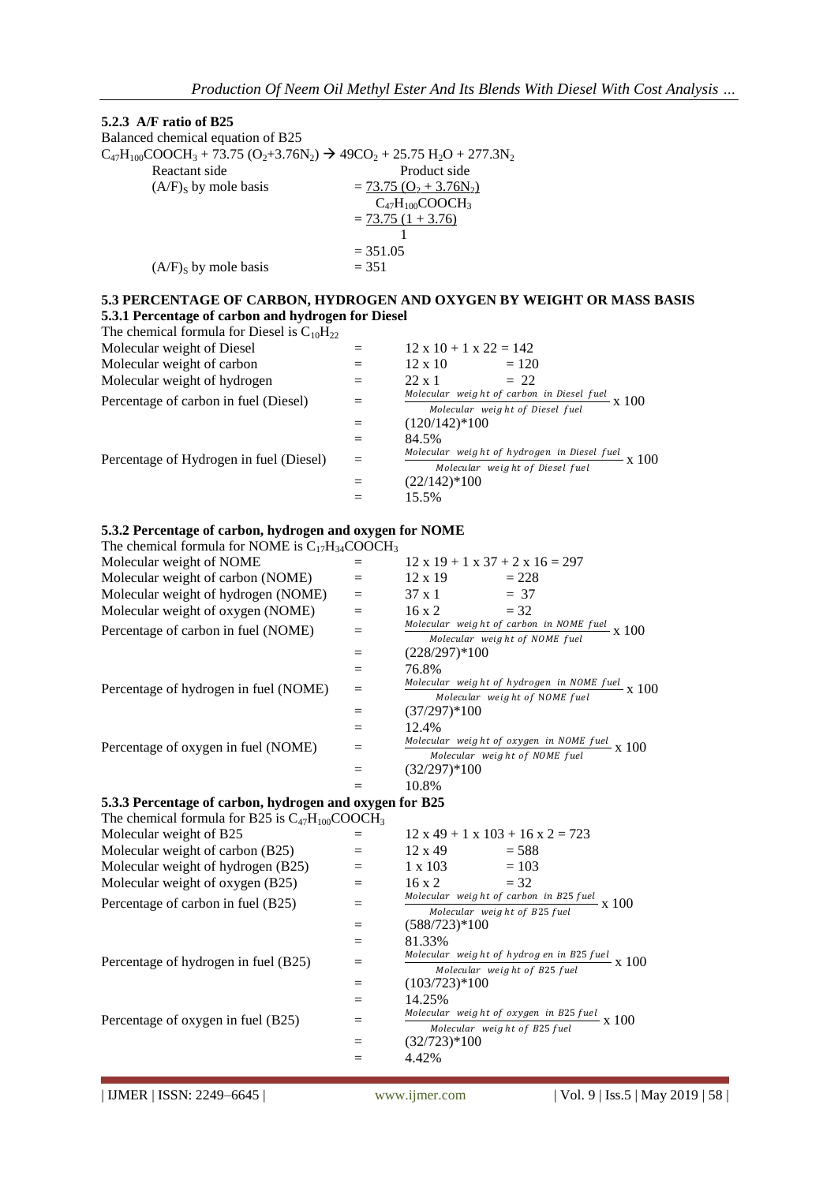### 5.2.3 A/F ratio of B25

Balanced chemical equation of B25

$C_{47}H_{100}COOCH_3 + 73.75\ (O_2{+}3.76N_2) \rightarrow 49CO_2 + 25.75\ H_2O + 277.3N_2$

Reactant side — Product side

$(A/F)_S$ by mole basis $= \dfrac{73.75\ (O_2 + 3.76N_2)}{C_{47}H_{100}COOCH_3}$

$= \dfrac{73.75\ (1 + 3.76)}{1}$

$= 351.05$

$(A/F)_S$ by mole basis $= 351$

## 5.3 PERCENTAGE OF CARBON, HYDROGEN AND OXYGEN BY WEIGHT OR MASS BASIS

### 5.3.1 Percentage of carbon and hydrogen for Diesel

The chemical formula for Diesel is $C_{10}H_{22}$

Molecular weight of Diesel $= 12 \times 10 + 1 \times 22 = 142$

Molecular weight of carbon $= 12 \times 10 = 120$

Molecular weight of hydrogen $= 22 \times 1 = 22$

Percentage of carbon in fuel (Diesel) $= \dfrac{\text{Molecular weight of carbon in Diesel fuel}}{\text{Molecular weight of Diesel fuel}} \times 100$

$= (120/142)*100$

$= 84.5\%$

Percentage of Hydrogen in fuel (Diesel) $= \dfrac{\text{Molecular weight of hydrogen in Diesel fuel}}{\text{Molecular weight of Diesel fuel}} \times 100$

$= (22/142)*100$

$= 15.5\%$

### 5.3.2 Percentage of carbon, hydrogen and oxygen for NOME

The chemical formula for NOME is $C_{17}H_{34}COOCH_3$

Molecular weight of NOME $= 12 \times 19 + 1 \times 37 + 2 \times 16 = 297$

Molecular weight of carbon (NOME) $= 12 \times 19 = 228$

Molecular weight of hydrogen (NOME) $= 37 \times 1 = 37$

Molecular weight of oxygen (NOME) $= 16 \times 2 = 32$

Percentage of carbon in fuel (NOME) $= \dfrac{\text{Molecular weight of carbon in NOME fuel}}{\text{Molecular weight of NOME fuel}} \times 100$

$= (228/297)*100$

$= 76.8\%$

Percentage of hydrogen in fuel (NOME) $= \dfrac{\text{Molecular weight of hydrogen in NOME fuel}}{\text{Molecular weight of NOME fuel}} \times 100$

$= (37/297)*100$

$= 12.4\%$

Percentage of oxygen in fuel (NOME) $= \dfrac{\text{Molecular weight of oxygen in NOME fuel}}{\text{Molecular weight of NOME fuel}} \times 100$

$= (32/297)*100$

$= 10.8\%$

### 5.3.3 Percentage of carbon, hydrogen and oxygen for B25

The chemical formula for B25 is $C_{47}H_{100}COOCH_3$

Molecular weight of B25 $= 12 \times 49 + 1 \times 103 + 16 \times 2 = 723$

Molecular weight of carbon (B25) $= 12 \times 49 = 588$

Molecular weight of hydrogen (B25) $= 1 \times 103 = 103$

Molecular weight of oxygen (B25) $= 16 \times 2 = 32$

Percentage of carbon in fuel (B25) $= \dfrac{\text{Molecular weight of carbon in B25 fuel}}{\text{Molecular weight of B25 fuel}} \times 100$

$= (588/723)*100$

$= 81.33\%$

Percentage of hydrogen in fuel (B25) $= \dfrac{\text{Molecular weight of hydrogen in B25 fuel}}{\text{Molecular weight of B25 fuel}} \times 100$

$= (103/723)*100$

$= 14.25\%$

Percentage of oxygen in fuel (B25) $= \dfrac{\text{Molecular weight of oxygen in B25 fuel}}{\text{Molecular weight of B25 fuel}} \times 100$

$= (32/723)*100$

$= 4.42\%$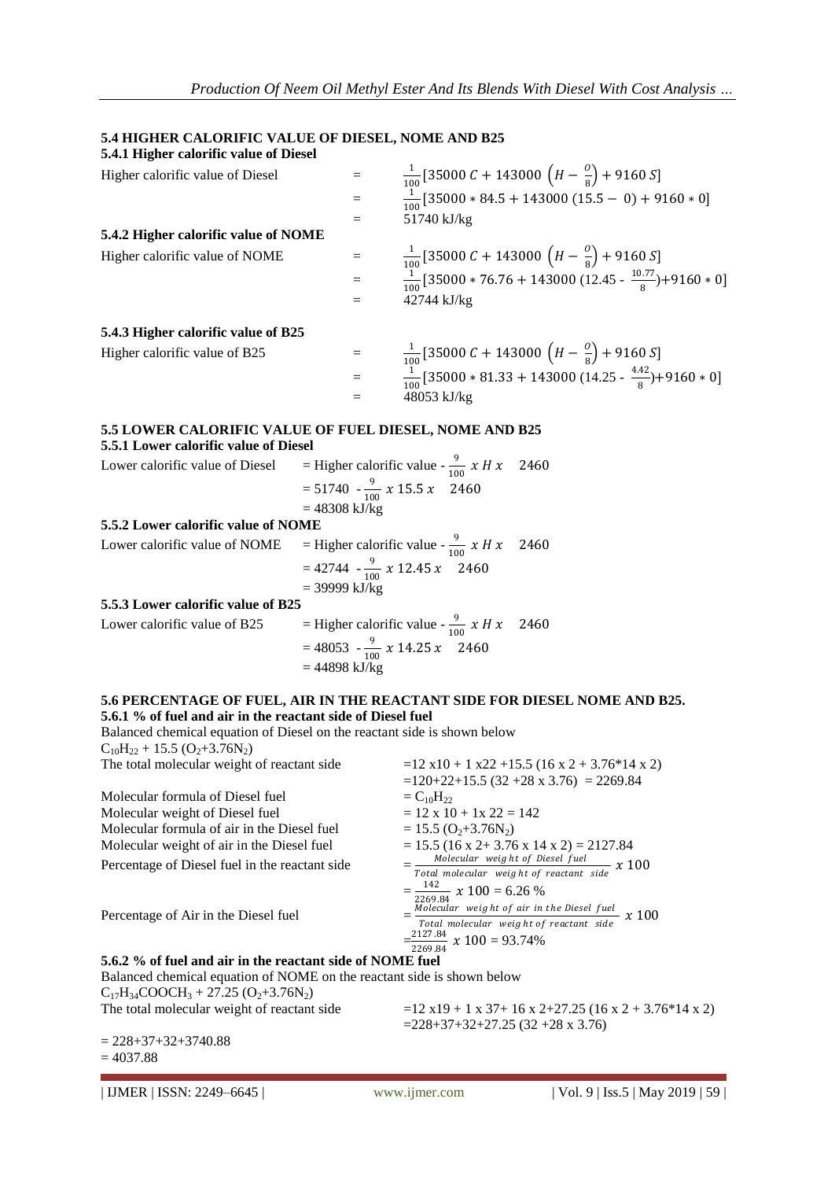### 5.4 HIGHER CALORIFIC VALUE OF DIESEL, NOME AND B25

#### 5.4.1 Higher calorific value of Diesel

Higher calorific value of Diesel

$$= \frac{1}{100}\left[35000\,C + 143000\,\left(H - \frac{O}{8}\right) + 9160\,S\right]$$

$$= \frac{1}{100}[35000 * 84.5 + 143000\,(15.5 - 0) + 9160 * 0]$$

$$= 51740 \text{ kJ/kg}$$

#### 5.4.2 Higher calorific value of NOME

Higher calorific value of NOME

$$= \frac{1}{100}\left[35000\,C + 143000\,\left(H - \frac{O}{8}\right) + 9160\,S\right]$$

$$= \frac{1}{100}\left[35000 * 76.76 + 143000\,(12.45 - \frac{10.77}{8}) + 9160 * 0\right]$$

$$= 42744 \text{ kJ/kg}$$

#### 5.4.3 Higher calorific value of B25

Higher calorific value of B25

$$= \frac{1}{100}\left[35000\,C + 143000\,\left(H - \frac{O}{8}\right) + 9160\,S\right]$$

$$= \frac{1}{100}\left[35000 * 81.33 + 143000\,(14.25 - \frac{4.42}{8}) + 9160 * 0\right]$$

$$= 48053 \text{ kJ/kg}$$

### 5.5 LOWER CALORIFIC VALUE OF FUEL DIESEL, NOME AND B25

#### 5.5.1 Lower calorific value of Diesel

Lower calorific value of Diesel $= \text{Higher calorific value} - \frac{9}{100}\,x\,H\,x\quad 2460$

$= 51740\ - \frac{9}{100}\,x\ 15.5\,x\quad 2460$

$= 48308$ kJ/kg

#### 5.5.2 Lower calorific value of NOME

Lower calorific value of NOME $= \text{Higher calorific value} - \frac{9}{100}\,x\,H\,x\quad 2460$

$= 42744\ - \frac{9}{100}\,x\ 12.45\,x\quad 2460$

$= 39999$ kJ/kg

#### 5.5.3 Lower calorific value of B25

Lower calorific value of B25 $= \text{Higher calorific value} - \frac{9}{100}\,x\,H\,x\quad 2460$

$= 48053\ - \frac{9}{100}\,x\ 14.25\,x\quad 2460$

$= 44898$ kJ/kg

### 5.6 PERCENTAGE OF FUEL, AIR IN THE REACTANT SIDE FOR DIESEL NOME AND B25.

#### 5.6.1 % of fuel and air in the reactant side of Diesel fuel

Balanced chemical equation of Diesel on the reactant side is shown below

$C_{10}H_{22} + 15.5\ (O_2+3.76N_2)$

The total molecular weight of reactant side $=12 \text{ x}10 + 1 \text{ x}22 + 15.5\ (16 \text{ x } 2 + 3.76{*}14 \text{ x } 2)$

$=120+22+15.5\ (32 + 28 \text{ x } 3.76) = 2269.84$

Molecular formula of Diesel fuel $= C_{10}H_{22}$

Molecular weight of Diesel fuel $= 12 \text{ x } 10 + 1\text{x } 22 = 142$

Molecular formula of air in the Diesel fuel $= 15.5\ (O_2+3.76N_2)$

Molecular weight of air in the Diesel fuel $= 15.5\ (16 \text{ x } 2+ 3.76 \text{ x } 14 \text{ x } 2) = 2127.84$

Percentage of Diesel fuel in the reactant side $= \frac{\text{Molecular weight of Diesel fuel}}{\text{Total molecular weight of reactant side}}\ x\ 100$

$= \frac{142}{2269.84}\ x\ 100 = 6.26\ \%$

Percentage of Air in the Diesel fuel $= \frac{\text{Molecular weight of air in the Diesel fuel}}{\text{Total molecular weight of reactant side}}\ x\ 100$

$= \frac{2127.84}{2269.84}\ x\ 100 = 93.74\%$

#### 5.6.2 % of fuel and air in the reactant side of NOME fuel

Balanced chemical equation of NOME on the reactant side is shown below

$C_{17}H_{34}COOCH_3 + 27.25\ (O_2+3.76N_2)$

The total molecular weight of reactant side $=12 \text{ x}19 + 1 \text{ x } 37+ 16 \text{ x } 2+27.25\ (16 \text{ x } 2 + 3.76{*}14 \text{ x } 2)$

$=228+37+32+27.25\ (32 + 28 \text{ x } 3.76)$

$= 228+37+32+3740.88$

$= 4037.88$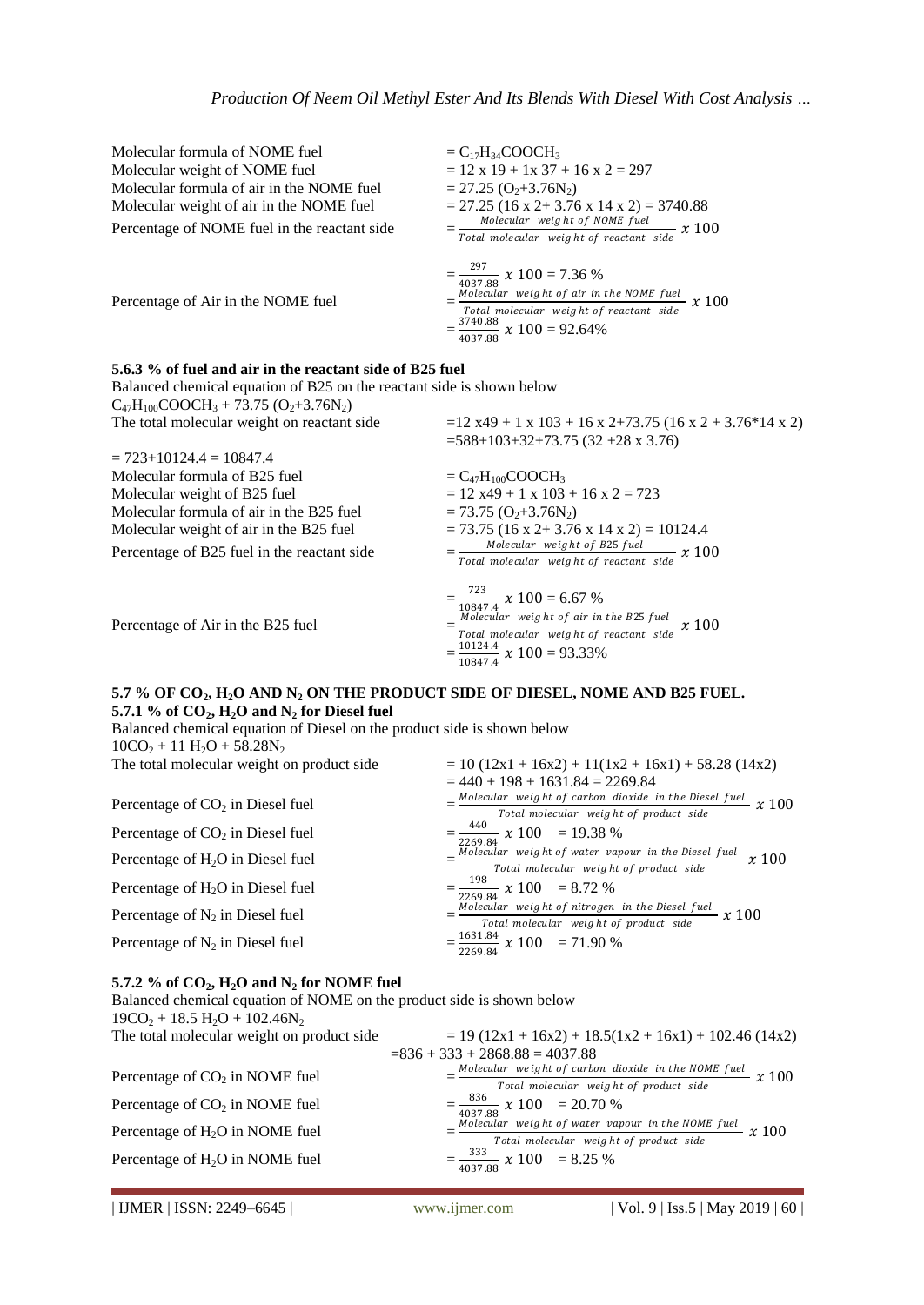Molecular formula of NOME fuel = $C_{17}H_{34}COOCH_3$

Molecular weight of NOME fuel = 12 x 19 + 1x 37 + 16 x 2 = 297

Molecular formula of air in the NOME fuel = 27.25 ($O_2$+3.76$N_2$)

Molecular weight of air in the NOME fuel = 27.25 (16 x 2+ 3.76 x 14 x 2) = 3740.88

Percentage of NOME fuel in the reactant side $= \frac{\text{Molecular weight of NOME fuel}}{\text{Total molecular weight of reactant side}} \times 100$

$= \frac{297}{4037.88} \times 100 = 7.36\ \%$

Percentage of Air in the NOME fuel $= \frac{\text{Molecular weight of air in the NOME fuel}}{\text{Total molecular weight of reactant side}} \times 100$

$= \frac{3740.88}{4037.88} \times 100 = 92.64\%$

### 5.6.3 % of fuel and air in the reactant side of B25 fuel

Balanced chemical equation of B25 on the reactant side is shown below

$C_{47}H_{100}COOCH_3$ + 73.75 ($O_2$+3.76$N_2$)

The total molecular weight on reactant side =12 x49 + 1 x 103 + 16 x 2+73.75 (16 x 2 + 3.76*14 x 2)

=588+103+32+73.75 (32 +28 x 3.76)

= 723+10124.4 = 10847.4

Molecular formula of B25 fuel = $C_{47}H_{100}COOCH_3$

Molecular weight of B25 fuel = 12 x49 + 1 x 103 + 16 x 2 = 723

Molecular formula of air in the B25 fuel = 73.75 ($O_2$+3.76$N_2$)

Molecular weight of air in the B25 fuel = 73.75 (16 x 2+ 3.76 x 14 x 2) = 10124.4

Percentage of B25 fuel in the reactant side $= \frac{\text{Molecular weight of B25 fuel}}{\text{Total molecular weight of reactant side}} \times 100$

$= \frac{723}{10847.4} \times 100 = 6.67\ \%$

Percentage of Air in the B25 fuel $= \frac{\text{Molecular weight of air in the B25 fuel}}{\text{Total molecular weight of reactant side}} \times 100$

$= \frac{10124.4}{10847.4} \times 100 = 93.33\%$

## 5.7 % OF $CO_2$, $H_2O$ AND $N_2$ ON THE PRODUCT SIDE OF DIESEL, NOME AND B25 FUEL.

### 5.7.1 % of $CO_2$, $H_2O$ and $N_2$ for Diesel fuel

Balanced chemical equation of Diesel on the product side is shown below

10$CO_2$ + 11 $H_2O$ + 58.28$N_2$

The total molecular weight on product side = 10 (12x1 + 16x2) + 11(1x2 + 16x1) + 58.28 (14x2)

= 440 + 198 + 1631.84 = 2269.84

Percentage of $CO_2$ in Diesel fuel $= \frac{\text{Molecular weight of carbon dioxide in the Diesel fuel}}{\text{Total molecular weight of product side}} \times 100$

Percentage of $CO_2$ in Diesel fuel $= \frac{440}{2269.84} \times 100 = 19.38\ \%$

Percentage of $H_2O$ in Diesel fuel $= \frac{\text{Molecular weight of water vapour in the Diesel fuel}}{\text{Total molecular weight of product side}} \times 100$

Percentage of $H_2O$ in Diesel fuel $= \frac{198}{2269.84} \times 100 = 8.72\ \%$

Percentage of $N_2$ in Diesel fuel $= \frac{\text{Molecular weight of nitrogen in the Diesel fuel}}{\text{Total molecular weight of product side}} \times 100$

Percentage of $N_2$ in Diesel fuel $= \frac{1631.84}{2269.84} \times 100 = 71.90\ \%$

### 5.7.2 % of $CO_2$, $H_2O$ and $N_2$ for NOME fuel

Balanced chemical equation of NOME on the product side is shown below

19$CO_2$ + 18.5 $H_2O$ + 102.46$N_2$

The total molecular weight on product side = 19 (12x1 + 16x2) + 18.5(1x2 + 16x1) + 102.46 (14x2)

=836 + 333 + 2868.88 = 4037.88

Percentage of $CO_2$ in NOME fuel $= \frac{\text{Molecular weight of carbon dioxide in the NOME fuel}}{\text{Total molecular weight of product side}} \times 100$

Percentage of $CO_2$ in NOME fuel $= \frac{836}{4037.88} \times 100 = 20.70\ \%$

Percentage of $H_2O$ in NOME fuel $= \frac{\text{Molecular weight of water vapour in the NOME fuel}}{\text{Total molecular weight of product side}} \times 100$

Percentage of $H_2O$ in NOME fuel $= \frac{333}{4037.88} \times 100 = 8.25\ \%$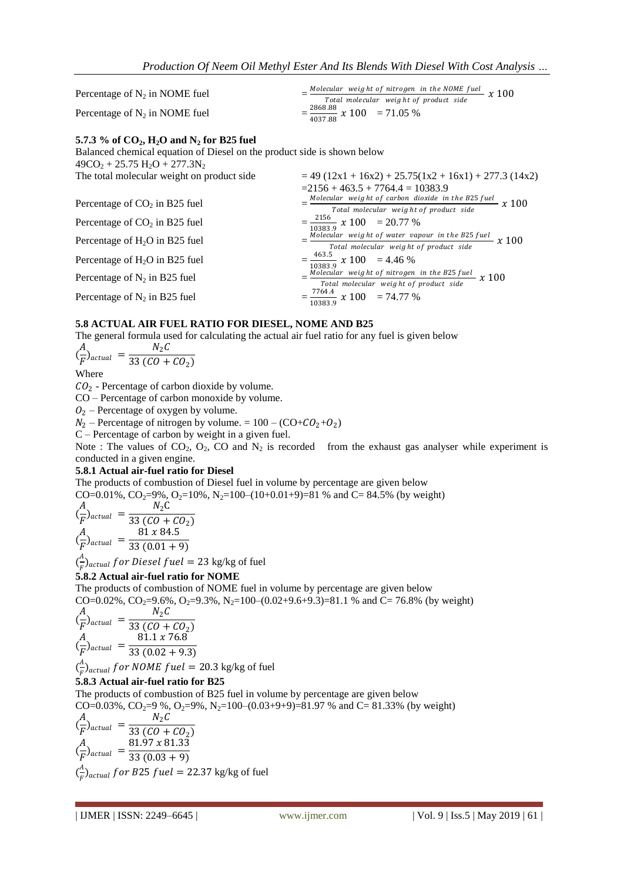Percentage of $N_2$ in NOME fuel $= \frac{\text{Molecular weight of nitrogen in the NOME fuel}}{\text{Total molecular weight of product side}} \, x \, 100$

Percentage of $N_2$ in NOME fuel $= \frac{2868.88}{4037.88} \, x \, 100 \quad = 71.05$ %

### 5.7.3 % of $CO_2$, $H_2O$ and $N_2$ for B25 fuel

Balanced chemical equation of Diesel on the product side is shown below

$49CO_2 + 25.75 \, H_2O + 277.3N_2$

The total molecular weight on product side $= 49 \, (12x1 + 16x2) + 25.75(1x2 + 16x1) + 277.3 \, (14x2)$

$= 2156 + 463.5 + 7764.4 = 10383.9$

Percentage of $CO_2$ in B25 fuel $= \frac{\text{Molecular weight of carbon dioxide in the B25 fuel}}{\text{Total molecular weight of product side}} \, x \, 100$

Percentage of $CO_2$ in B25 fuel $= \frac{2156}{10383.9} \, x \, 100 \quad = 20.77$ %

Percentage of $H_2O$ in B25 fuel $= \frac{\text{Molecular weight of water vapour in the B25 fuel}}{\text{Total molecular weight of product side}} \, x \, 100$

Percentage of $H_2O$ in B25 fuel $= \frac{463.5}{10383.9} \, x \, 100 \quad = 4.46$ %

Percentage of $N_2$ in B25 fuel $= \frac{\text{Molecular weight of nitrogen in the B25 fuel}}{\text{Total molecular weight of product side}} \, x \, 100$

Percentage of $N_2$ in B25 fuel $= \frac{7764.4}{10383.9} \, x \, 100 \quad = 74.77$ %

### 5.8 ACTUAL AIR FUEL RATIO FOR DIESEL, NOME AND B25

The general formula used for calculating the actual air fuel ratio for any fuel is given below

$$(\frac{A}{F})_{actual} = \frac{N_2 C}{33 \, (CO + CO_2)}$$

Where

$CO_2$ - Percentage of carbon dioxide by volume.

CO – Percentage of carbon monoxide by volume.

$O_2$ – Percentage of oxygen by volume.

$N_2$ – Percentage of nitrogen by volume. $= 100 – (CO + CO_2 + O_2)$

C – Percentage of carbon by weight in a given fuel.

Note : The values of $CO_2$, $O_2$, CO and $N_2$ is recorded from the exhaust gas analyser while experiment is conducted in a given engine.

#### 5.8.1 Actual air-fuel ratio for Diesel

The products of combustion of Diesel fuel in volume by percentage are given below

CO=0.01%, $CO_2$=9%, $O_2$=10%, $N_2$=100–(10+0.01+9)=81 % and C= 84.5% (by weight)

$$(\frac{A}{F})_{actual} = \frac{N_2 C}{33 \, (CO + CO_2)}$$

$$(\frac{A}{F})_{actual} = \frac{81 \, x \, 84.5}{33 \, (0.01 + 9)}$$

$(\frac{A}{F})_{actual} \, for \, Diesel \, fuel = 23$ kg/kg of fuel

#### 5.8.2 Actual air-fuel ratio for NOME

The products of combustion of NOME fuel in volume by percentage are given below

CO=0.02%, $CO_2$=9.6%, $O_2$=9.3%, $N_2$=100–(0.02+9.6+9.3)=81.1 % and C= 76.8% (by weight)

$$(\frac{A}{F})_{actual} = \frac{N_2 C}{33 \, (CO + CO_2)}$$

$$(\frac{A}{F})_{actual} = \frac{81.1 \, x \, 76.8}{33 \, (0.02 + 9.3)}$$

$(\frac{A}{F})_{actual} \, for \, NOME \, fuel = 20.3$ kg/kg of fuel

#### 5.8.3 Actual air-fuel ratio for B25

The products of combustion of B25 fuel in volume by percentage are given below

CO=0.03%, $CO_2$=9 %, $O_2$=9%, $N_2$=100–(0.03+9+9)=81.97 % and C= 81.33% (by weight)

$$(\frac{A}{F})_{actual} = \frac{N_2 C}{33 \, (CO + CO_2)}$$

$$(\frac{A}{F})_{actual} = \frac{81.97 \, x \, 81.33}{33 \, (0.03 + 9)}$$

$(\frac{A}{F})_{actual} \, for \, B25 \, fuel = 22.37$ kg/kg of fuel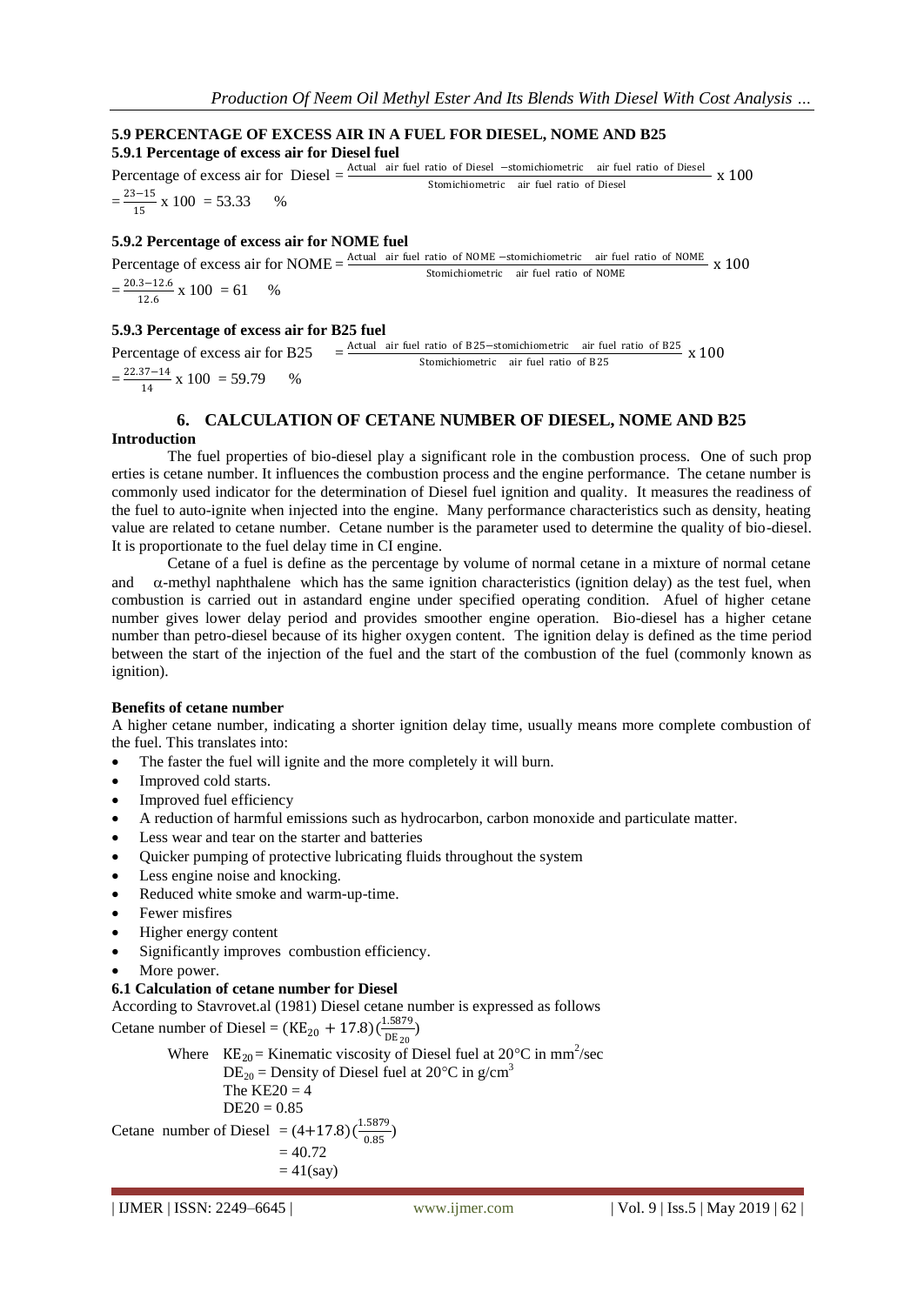### 5.9 PERCENTAGE OF EXCESS AIR IN A FUEL FOR DIESEL, NOME AND B25

#### 5.9.1 Percentage of excess air for Diesel fuel

Percentage of excess air for Diesel = $\frac{\text{Actual air fuel ratio of Diesel} - \text{stomichiometric air fuel ratio of Diesel}}{\text{Stomichiometric air fuel ratio of Diesel}}$ x 100

$= \frac{23-15}{15}$ x 100 = 53.33 %

#### 5.9.2 Percentage of excess air for NOME fuel

Percentage of excess air for NOME = $\frac{\text{Actual air fuel ratio of NOME} - \text{stomichiometric air fuel ratio of NOME}}{\text{Stomichiometric air fuel ratio of NOME}}$ x 100

$= \frac{20.3-12.6}{12.6}$ x 100 = 61 %

#### 5.9.3 Percentage of excess air for B25 fuel

Percentage of excess air for B25 = $\frac{\text{Actual air fuel ratio of B25} - \text{stomichiometric air fuel ratio of B25}}{\text{Stomichiometric air fuel ratio of B25}}$ x 100

$= \frac{22.37-14}{14}$ x 100 = 59.79 %

## 6. CALCULATION OF CETANE NUMBER OF DIESEL, NOME AND B25

**Introduction**

The fuel properties of bio-diesel play a significant role in the combustion process. One of such prop erties is cetane number. It influences the combustion process and the engine performance. The cetane number is commonly used indicator for the determination of Diesel fuel ignition and quality. It measures the readiness of the fuel to auto-ignite when injected into the engine. Many performance characteristics such as density, heating value are related to cetane number. Cetane number is the parameter used to determine the quality of bio-diesel. It is proportionate to the fuel delay time in CI engine.

Cetane of a fuel is define as the percentage by volume of normal cetane in a mixture of normal cetane and α-methyl naphthalene which has the same ignition characteristics (ignition delay) as the test fuel, when combustion is carried out in astandard engine under specified operating condition. Afuel of higher cetane number gives lower delay period and provides smoother engine operation. Bio-diesel has a higher cetane number than petro-diesel because of its higher oxygen content. The ignition delay is defined as the time period between the start of the injection of the fuel and the start of the combustion of the fuel (commonly known as ignition).

**Benefits of cetane number**

A higher cetane number, indicating a shorter ignition delay time, usually means more complete combustion of the fuel. This translates into:

- The faster the fuel will ignite and the more completely it will burn.
- Improved cold starts.
- Improved fuel efficiency
- A reduction of harmful emissions such as hydrocarbon, carbon monoxide and particulate matter.
- Less wear and tear on the starter and batteries
- Quicker pumping of protective lubricating fluids throughout the system
- Less engine noise and knocking.
- Reduced white smoke and warm-up-time.
- Fewer misfires
- Higher energy content
- Significantly improves combustion efficiency.
- More power.

#### 6.1 Calculation of cetane number for Diesel

According to Stavrovet.al (1981) Diesel cetane number is expressed as follows

Cetane number of Diesel = $(KE_{20} + 17.8)(\frac{1.5879}{DE_{20}})$

Where $KE_{20}$ = Kinematic viscosity of Diesel fuel at 20°C in mm$^2$/sec

$DE_{20}$ = Density of Diesel fuel at 20°C in g/cm$^3$

The KE20 = 4

DE20 = 0.85

Cetane number of Diesel $= (4+17.8)(\frac{1.5879}{0.85})$

= 40.72

= 41(say)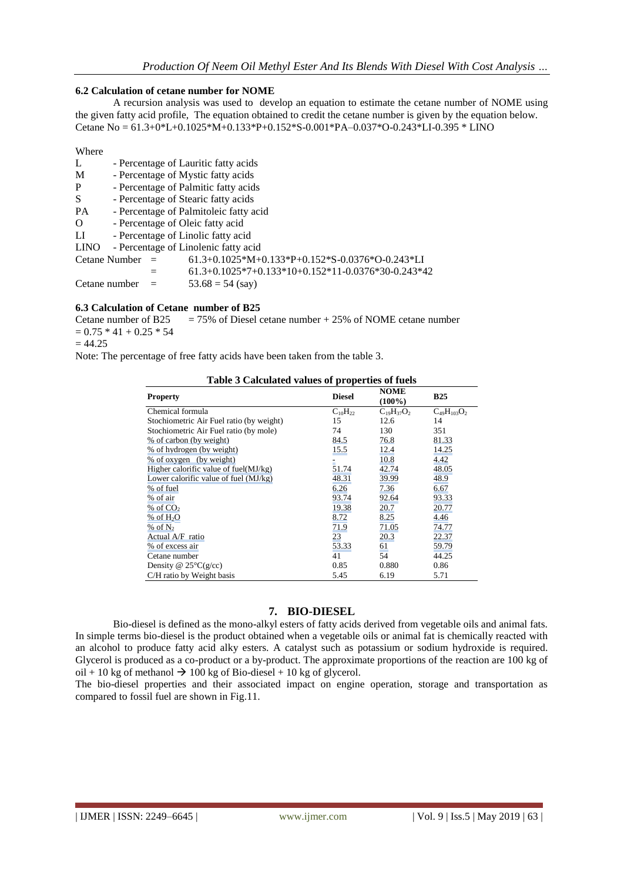### 6.2 Calculation of cetane number for NOME

A recursion analysis was used to develop an equation to estimate the cetane number of NOME using the given fatty acid profile, The equation obtained to credit the cetane number is given by the equation below.
Cetane No = 61.3+0*L+0.1025*M+0.133*P+0.152*S-0.001*PA–0.037*O-0.243*LI-0.395 * LINO

Where

- L - Percentage of Lauritic fatty acids
- M - Percentage of Mystic fatty acids
- P - Percentage of Palmitic fatty acids
- S - Percentage of Stearic fatty acids
- PA - Percentage of Palmitoleic fatty acid
- O - Percentage of Oleic fatty acid
- LI - Percentage of Linolic fatty acid
- LINO - Percentage of Linolenic fatty acid

Cetane Number = 61.3+0.1025*M+0.133*P+0.152*S-0.0376*O-0.243*LI
= 61.3+0.1025*7+0.133*10+0.152*11-0.0376*30-0.243*42
Cetane number = 53.68 = 54 (say)

### 6.3 Calculation of Cetane number of B25

Cetane number of B25 = 75% of Diesel cetane number + 25% of NOME cetane number
= 0.75 * 41 + 0.25 * 54
= 44.25

Note: The percentage of free fatty acids have been taken from the table 3.

**Table 3 Calculated values of properties of fuels**

| Property | Diesel | NOME (100%) | B25 |
|---|---|---|---|
| Chemical formula | $C_{10}H_{22}$ | $C_{19}H_{37}O_2$ | $C_{49}H_{103}O_2$ |
| Stochiometric Air Fuel ratio (by weight) | 15 | 12.6 | 14 |
| Stochiometric Air Fuel ratio (by mole) | 74 | 130 | 351 |
| % of carbon (by weight) | 84.5 | 76.8 | 81.33 |
| % of hydrogen (by weight) | 15.5 | 12.4 | 14.25 |
| % of oxygen (by weight) | - | 10.8 | 4.42 |
| Higher calorific value of fuel(MJ/kg) | 51.74 | 42.74 | 48.05 |
| Lower calorific value of fuel (MJ/kg) | 48.31 | 39.99 | 48.9 |
| % of fuel | 6.26 | 7.36 | 6.67 |
| % of air | 93.74 | 92.64 | 93.33 |
| % of $CO_2$ | 19.38 | 20.7 | 20.77 |
| % of $H_2O$ | 8.72 | 8.25 | 4.46 |
| % of $N_2$ | 71.9 | 71.05 | 74.77 |
| Actual A/F ratio | 23 | 20.3 | 22.37 |
| % of excess air | 53.33 | 61 | 59.79 |
| Cetane number | 41 | 54 | 44.25 |
| Density @ 25°C(g/cc) | 0.85 | 0.880 | 0.86 |
| C/H ratio by Weight basis | 5.45 | 6.19 | 5.71 |

## 7. BIO-DIESEL

Bio-diesel is defined as the mono-alkyl esters of fatty acids derived from vegetable oils and animal fats. In simple terms bio-diesel is the product obtained when a vegetable oils or animal fat is chemically reacted with an alcohol to produce fatty acid alky esters. A catalyst such as potassium or sodium hydroxide is required. Glycerol is produced as a co-product or a by-product. The approximate proportions of the reaction are 100 kg of oil + 10 kg of methanol → 100 kg of Bio-diesel + 10 kg of glycerol.

The bio-diesel properties and their associated impact on engine operation, storage and transportation as compared to fossil fuel are shown in Fig.11.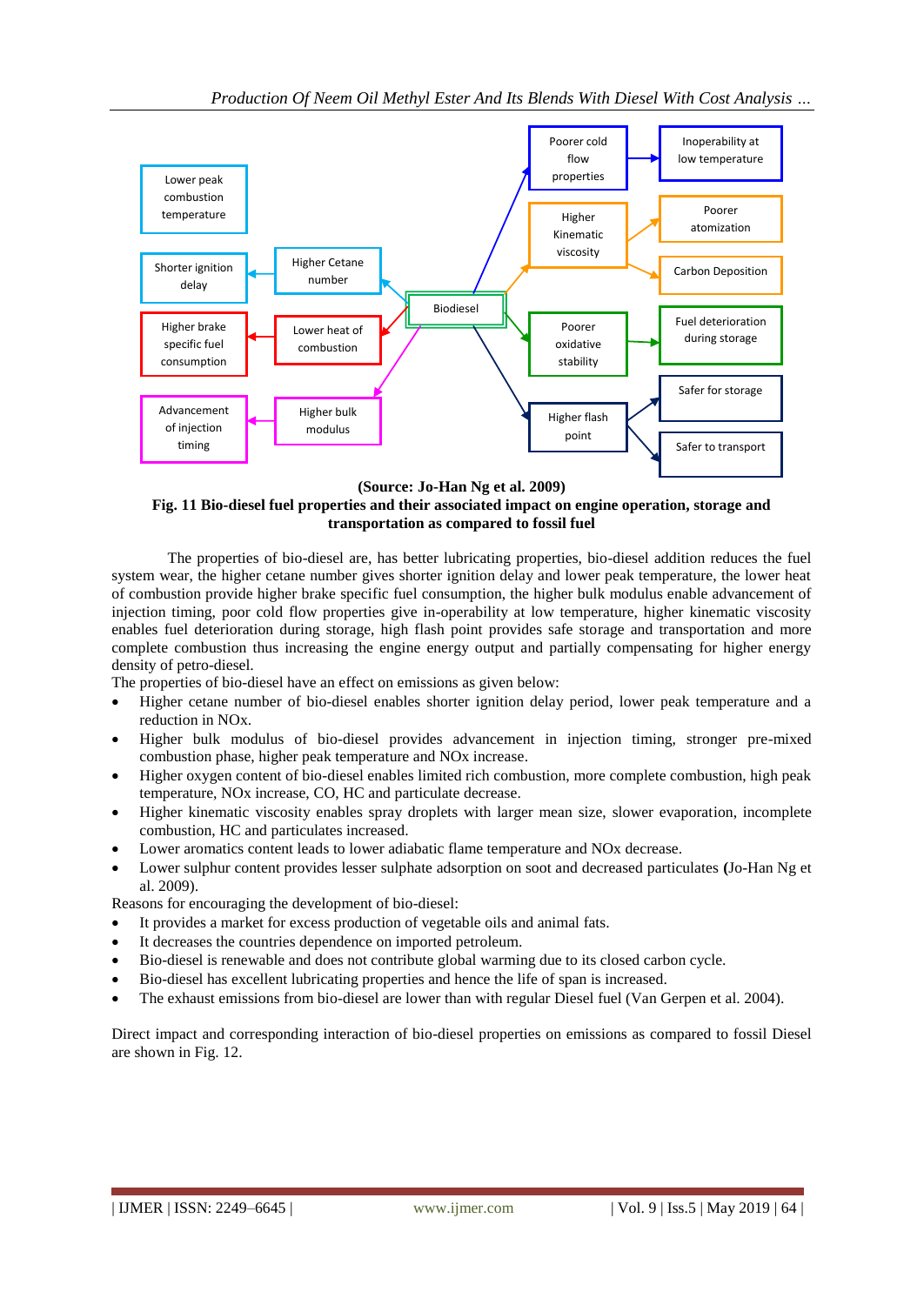Biodiesel

- Higher Cetane number → Shorter ignition delay → Lower peak combustion temperature
- Lower heat of combustion → Higher brake specific fuel consumption
- Higher bulk modulus → Advancement of injection timing
- Poorer cold flow properties → Inoperability at low temperature
- Higher Kinematic viscosity → Poorer atomization; Carbon Deposition
- Poorer oxidative stability → Fuel deterioration during storage
- Higher flash point → Safer for storage; Safer to transport

**(Source: Jo-Han Ng et al. 2009)**

**Fig. 11 Bio-diesel fuel properties and their associated impact on engine operation, storage and transportation as compared to fossil fuel**

The properties of bio-diesel are, has better lubricating properties, bio-diesel addition reduces the fuel system wear, the higher cetane number gives shorter ignition delay and lower peak temperature, the lower heat of combustion provide higher brake specific fuel consumption, the higher bulk modulus enable advancement of injection timing, poor cold flow properties give in-operability at low temperature, higher kinematic viscosity enables fuel deterioration during storage, high flash point provides safe storage and transportation and more complete combustion thus increasing the engine energy output and partially compensating for higher energy density of petro-diesel.

The properties of bio-diesel have an effect on emissions as given below:

- Higher cetane number of bio-diesel enables shorter ignition delay period, lower peak temperature and a reduction in NOx.
- Higher bulk modulus of bio-diesel provides advancement in injection timing, stronger pre-mixed combustion phase, higher peak temperature and NOx increase.
- Higher oxygen content of bio-diesel enables limited rich combustion, more complete combustion, high peak temperature, NOx increase, CO, HC and particulate decrease.
- Higher kinematic viscosity enables spray droplets with larger mean size, slower evaporation, incomplete combustion, HC and particulates increased.
- Lower aromatics content leads to lower adiabatic flame temperature and NOx decrease.
- Lower sulphur content provides lesser sulphate adsorption on soot and decreased particulates **(**Jo-Han Ng et al. 2009).

Reasons for encouraging the development of bio-diesel:

- It provides a market for excess production of vegetable oils and animal fats.
- It decreases the countries dependence on imported petroleum.
- Bio-diesel is renewable and does not contribute global warming due to its closed carbon cycle.
- Bio-diesel has excellent lubricating properties and hence the life of span is increased.
- The exhaust emissions from bio-diesel are lower than with regular Diesel fuel (Van Gerpen et al. 2004).

Direct impact and corresponding interaction of bio-diesel properties on emissions as compared to fossil Diesel are shown in Fig. 12.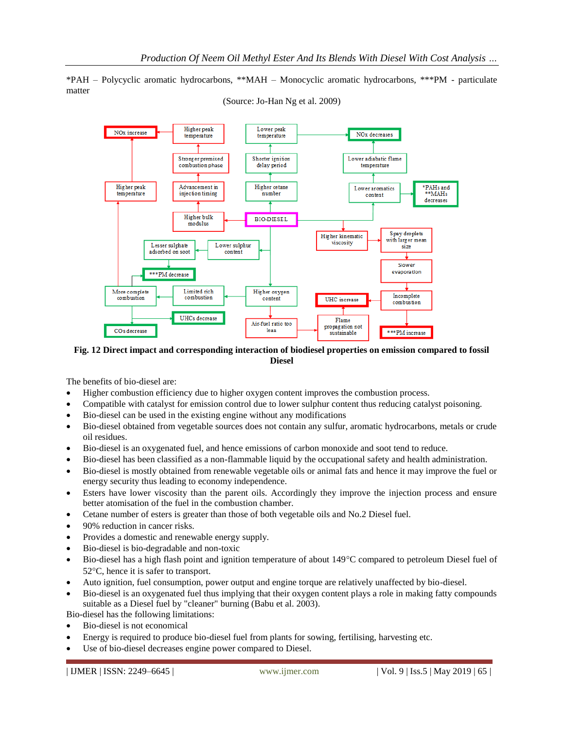*PAH – Polycyclic aromatic hydrocarbons, **MAH – Monocyclic aromatic hydrocarbons, ***PM - particulate matter

(Source: Jo-Han Ng et al. 2009)

**Fig. 12 Direct impact and corresponding interaction of biodiesel properties on emission compared to fossil Diesel**

The benefits of bio-diesel are:

- Higher combustion efficiency due to higher oxygen content improves the combustion process.
- Compatible with catalyst for emission control due to lower sulphur content thus reducing catalyst poisoning.
- Bio-diesel can be used in the existing engine without any modifications
- Bio-diesel obtained from vegetable sources does not contain any sulfur, aromatic hydrocarbons, metals or crude oil residues.
- Bio-diesel is an oxygenated fuel, and hence emissions of carbon monoxide and soot tend to reduce.
- Bio-diesel has been classified as a non-flammable liquid by the occupational safety and health administration.
- Bio-diesel is mostly obtained from renewable vegetable oils or animal fats and hence it may improve the fuel or energy security thus leading to economy independence.
- Esters have lower viscosity than the parent oils. Accordingly they improve the injection process and ensure better atomisation of the fuel in the combustion chamber.
- Cetane number of esters is greater than those of both vegetable oils and No.2 Diesel fuel.
- 90% reduction in cancer risks.
- Provides a domestic and renewable energy supply.
- Bio-diesel is bio-degradable and non-toxic
- Bio-diesel has a high flash point and ignition temperature of about 149°C compared to petroleum Diesel fuel of 52°C, hence it is safer to transport.
- Auto ignition, fuel consumption, power output and engine torque are relatively unaffected by bio-diesel.
- Bio-diesel is an oxygenated fuel thus implying that their oxygen content plays a role in making fatty compounds suitable as a Diesel fuel by "cleaner" burning (Babu et al. 2003).

Bio-diesel has the following limitations:

- Bio-diesel is not economical
- Energy is required to produce bio-diesel fuel from plants for sowing, fertilising, harvesting etc.
- Use of bio-diesel decreases engine power compared to Diesel.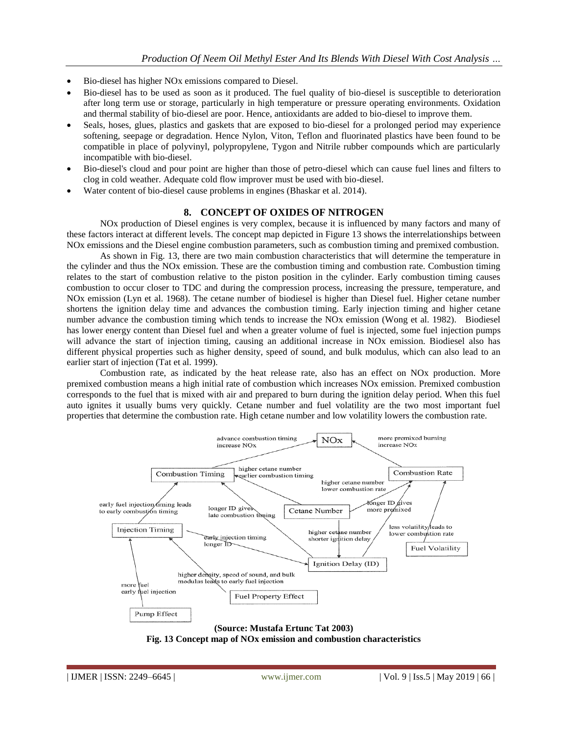- Bio-diesel has higher NOx emissions compared to Diesel.
- Bio-diesel has to be used as soon as it produced. The fuel quality of bio-diesel is susceptible to deterioration after long term use or storage, particularly in high temperature or pressure operating environments. Oxidation and thermal stability of bio-diesel are poor. Hence, antioxidants are added to bio-diesel to improve them.
- Seals, hoses, glues, plastics and gaskets that are exposed to bio-diesel for a prolonged period may experience softening, seepage or degradation. Hence Nylon, Viton, Teflon and fluorinated plastics have been found to be compatible in place of polyvinyl, polypropylene, Tygon and Nitrile rubber compounds which are particularly incompatible with bio-diesel.
- Bio-diesel's cloud and pour point are higher than those of petro-diesel which can cause fuel lines and filters to clog in cold weather. Adequate cold flow improver must be used with bio-diesel.
- Water content of bio-diesel cause problems in engines (Bhaskar et al. 2014).

## 8. CONCEPT OF OXIDES OF NITROGEN

NOx production of Diesel engines is very complex, because it is influenced by many factors and many of these factors interact at different levels. The concept map depicted in Figure 13 shows the interrelationships between NOx emissions and the Diesel engine combustion parameters, such as combustion timing and premixed combustion.

As shown in Fig. 13, there are two main combustion characteristics that will determine the temperature in the cylinder and thus the NOx emission. These are the combustion timing and combustion rate. Combustion timing relates to the start of combustion relative to the piston position in the cylinder. Early combustion timing causes combustion to occur closer to TDC and during the compression process, increasing the pressure, temperature, and NOx emission (Lyn et al. 1968). The cetane number of biodiesel is higher than Diesel fuel. Higher cetane number shortens the ignition delay time and advances the combustion timing. Early injection timing and higher cetane number advance the combustion timing which tends to increase the NOx emission (Wong et al. 1982). Biodiesel has lower energy content than Diesel fuel and when a greater volume of fuel is injected, some fuel injection pumps will advance the start of injection timing, causing an additional increase in NOx emission. Biodiesel also has different physical properties such as higher density, speed of sound, and bulk modulus, which can also lead to an earlier start of injection (Tat et al. 1999).

Combustion rate, as indicated by the heat release rate, also has an effect on NOx production. More premixed combustion means a high initial rate of combustion which increases NOx emission. Premixed combustion corresponds to the fuel that is mixed with air and prepared to burn during the ignition delay period. When this fuel auto ignites it usually bums very quickly. Cetane number and fuel volatility are the two most important fuel properties that determine the combustion rate. High cetane number and low volatility lowers the combustion rate.

**(Source: Mustafa Ertunc Tat 2003)**

**Fig. 13 Concept map of NOx emission and combustion characteristics**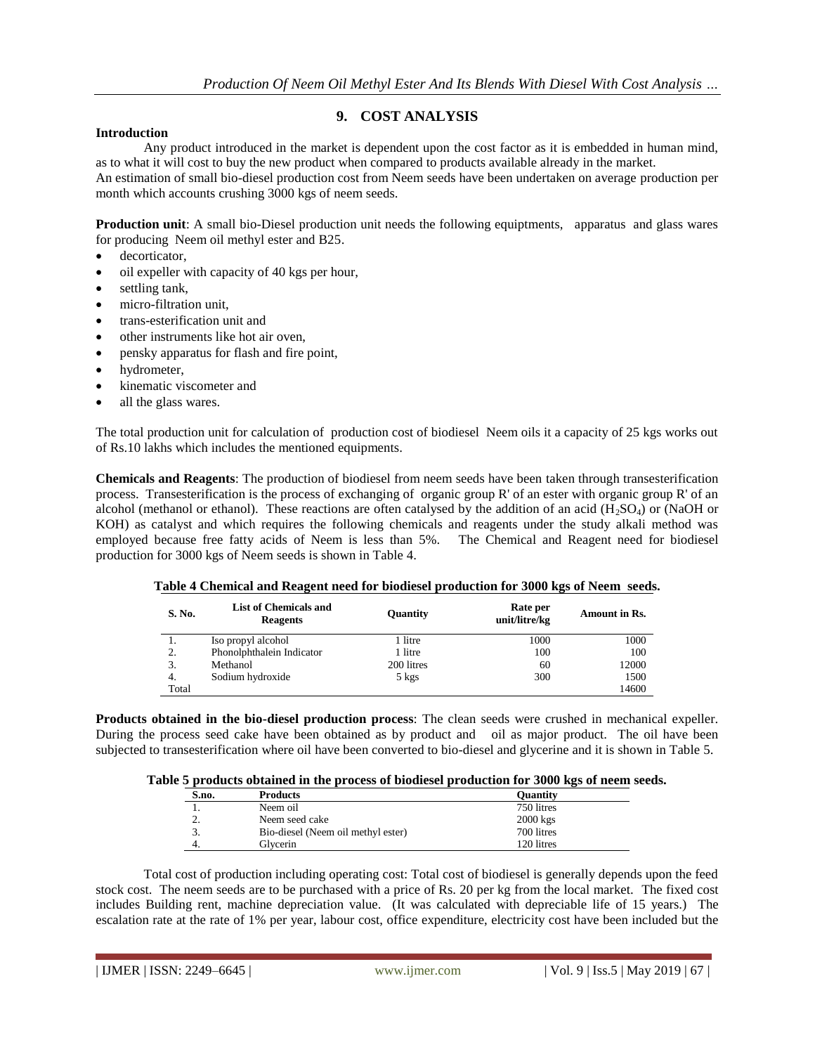## 9. COST ANALYSIS

**Introduction**

Any product introduced in the market is dependent upon the cost factor as it is embedded in human mind, as to what it will cost to buy the new product when compared to products available already in the market.
An estimation of small bio-diesel production cost from Neem seeds have been undertaken on average production per month which accounts crushing 3000 kgs of neem seeds.

**Production unit**: A small bio-Diesel production unit needs the following equiptments, apparatus and glass wares for producing Neem oil methyl ester and B25.

- decorticator,
- oil expeller with capacity of 40 kgs per hour,
- settling tank,
- micro-filtration unit,
- trans-esterification unit and
- other instruments like hot air oven,
- pensky apparatus for flash and fire point,
- hydrometer,
- kinematic viscometer and
- all the glass wares.

The total production unit for calculation of production cost of biodiesel Neem oils it a capacity of 25 kgs works out of Rs.10 lakhs which includes the mentioned equipments.

**Chemicals and Reagents**: The production of biodiesel from neem seeds have been taken through transesterification process. Transesterification is the process of exchanging of organic group R' of an ester with organic group R' of an alcohol (methanol or ethanol). These reactions are often catalysed by the addition of an acid ($H_2SO_4$) or (NaOH or KOH) as catalyst and which requires the following chemicals and reagents under the study alkali method was employed because free fatty acids of Neem is less than 5%. The Chemical and Reagent need for biodiesel production for 3000 kgs of Neem seeds is shown in Table 4.

**Table 4 Chemical and Reagent need for biodiesel production for 3000 kgs of Neem seeds.**

| S. No. | List of Chemicals and Reagents | Quantity | Rate per unit/litre/kg | Amount in Rs. |
|---|---|---|---|---|
| 1. | Iso propyl alcohol | 1 litre | 1000 | 1000 |
| 2. | Phonolphthalein Indicator | 1 litre | 100 | 100 |
| 3. | Methanol | 200 litres | 60 | 12000 |
| 4. | Sodium hydroxide | 5 kgs | 300 | 1500 |
| Total | | | | 14600 |

**Products obtained in the bio-diesel production process**: The clean seeds were crushed in mechanical expeller. During the process seed cake have been obtained as by product and oil as major product. The oil have been subjected to transesterification where oil have been converted to bio-diesel and glycerine and it is shown in Table 5.

**Table 5 products obtained in the process of biodiesel production for 3000 kgs of neem seeds.**

| S.no. | Products | Quantity |
|---|---|---|
| 1. | Neem oil | 750 litres |
| 2. | Neem seed cake | 2000 kgs |
| 3. | Bio-diesel (Neem oil methyl ester) | 700 litres |
| 4. | Glycerin | 120 litres |

Total cost of production including operating cost: Total cost of biodiesel is generally depends upon the feed stock cost. The neem seeds are to be purchased with a price of Rs. 20 per kg from the local market. The fixed cost includes Building rent, machine depreciation value. (It was calculated with depreciable life of 15 years.) The escalation rate at the rate of 1% per year, labour cost, office expenditure, electricity cost have been included but the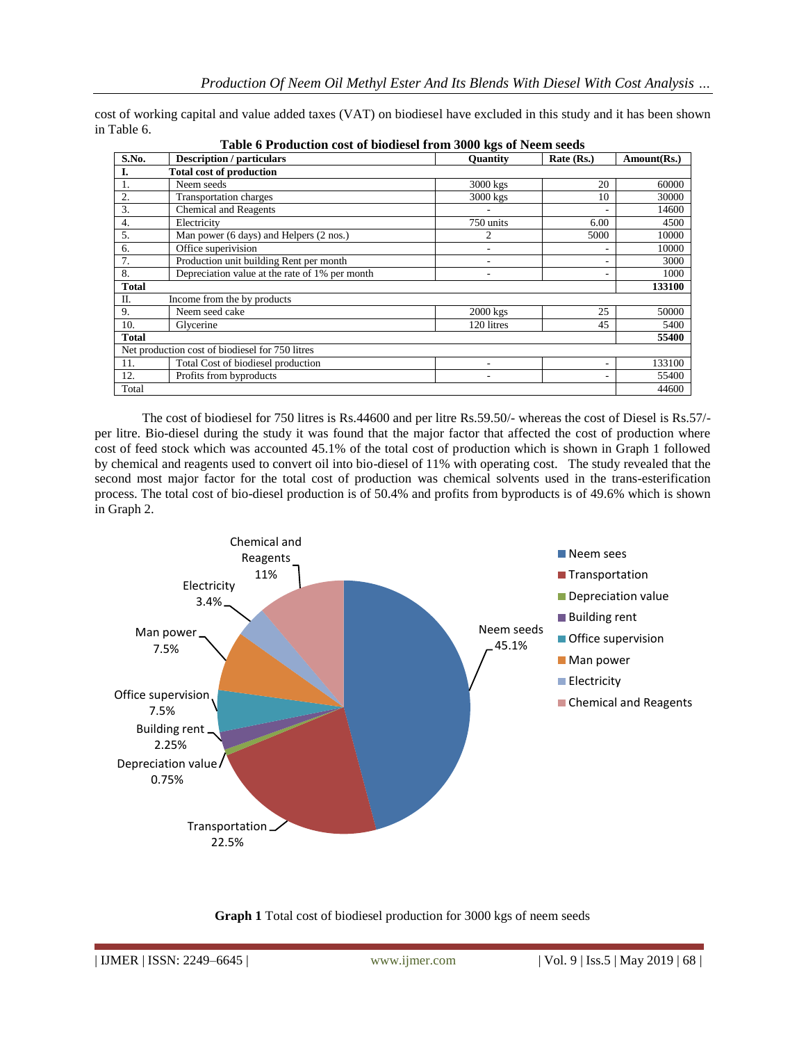cost of working capital and value added taxes (VAT) on biodiesel have excluded in this study and it has been shown in Table 6.

**Table 6 Production cost of biodiesel from 3000 kgs of Neem seeds**

| S.No. | Description / particulars | Quantity | Rate (Rs.) | Amount(Rs.) |
|---|---|---|---|---|
| **I.** | **Total cost of production** | | | |
| 1. | Neem seeds | 3000 kgs | 20 | 60000 |
| 2. | Transportation charges | 3000 kgs | 10 | 30000 |
| 3. | Chemical and Reagents | - | - | 14600 |
| 4. | Electricity | 750 units | 6.00 | 4500 |
| 5. | Man power (6 days) and Helpers (2 nos.) | 2 | 5000 | 10000 |
| 6. | Office superivision | - | - | 10000 |
| 7. | Production unit building Rent per month | - | - | 3000 |
| 8. | Depreciation value at the rate of 1% per month | - | - | 1000 |
| **Total** | | | | **133100** |
| II. | Income from the by products | | | |
| 9. | Neem seed cake | 2000 kgs | 25 | 50000 |
| 10. | Glycerine | 120 litres | 45 | 5400 |
| **Total** | | | | **55400** |
| Net production cost of biodiesel for 750 litres | | | | |
| 11. | Total Cost of biodiesel production | - | - | 133100 |
| 12. | Profits from byproducts | - | - | 55400 |
| Total | | | | 44600 |

The cost of biodiesel for 750 litres is Rs.44600 and per litre Rs.59.50/- whereas the cost of Diesel is Rs.57/- per litre. Bio-diesel during the study it was found that the major factor that affected the cost of production where cost of feed stock which was accounted 45.1% of the total cost of production which is shown in Graph 1 followed by chemical and reagents used to convert oil into bio-diesel of 11% with operating cost. The study revealed that the second most major factor for the total cost of production was chemical solvents used in the trans-esterification process. The total cost of bio-diesel production is of 50.4% and profits from byproducts is of 49.6% which is shown in Graph 2.

**Graph 1** Total cost of biodiesel production for 3000 kgs of neem seeds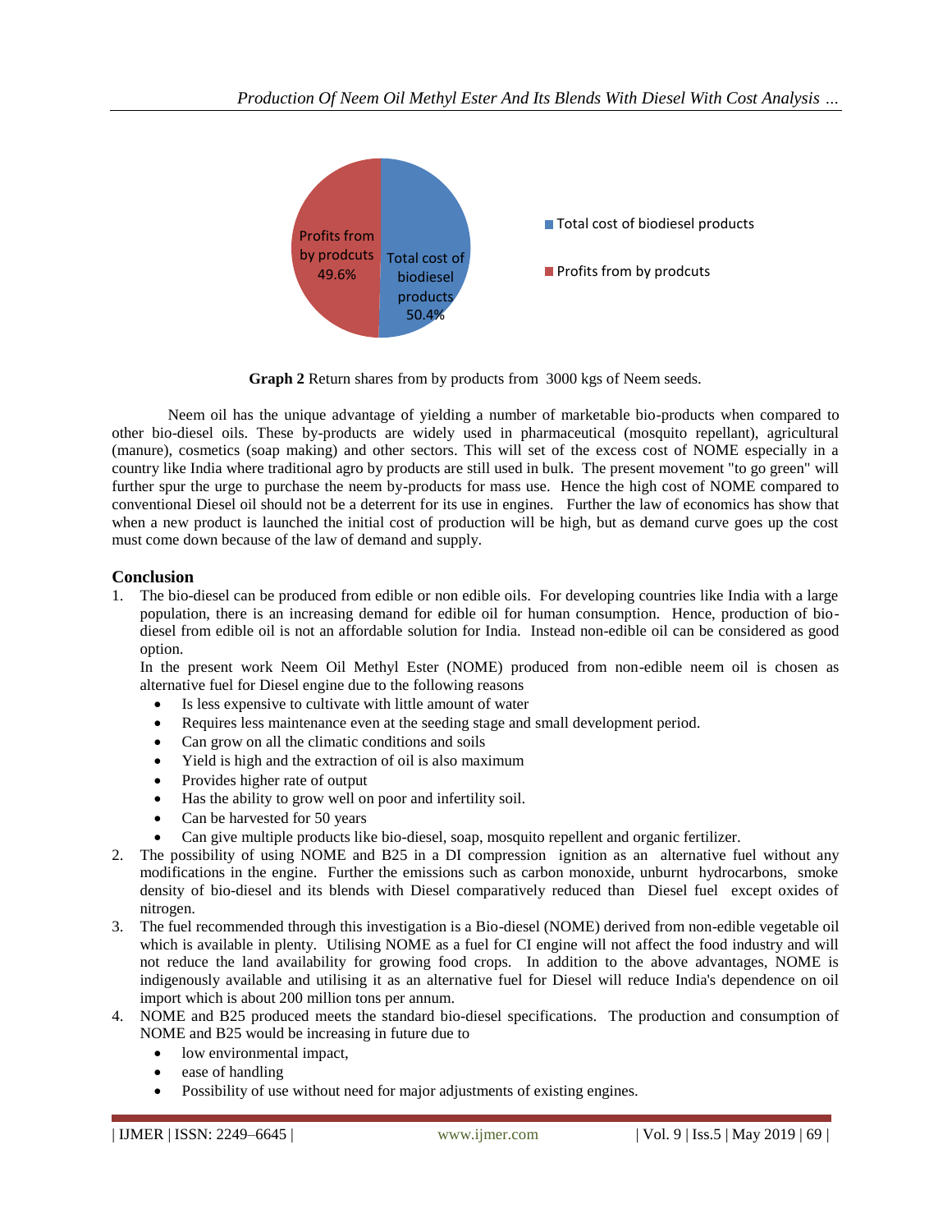**Graph 2** Return shares from by products from 3000 kgs of Neem seeds.

Neem oil has the unique advantage of yielding a number of marketable bio-products when compared to other bio-diesel oils. These by-products are widely used in pharmaceutical (mosquito repellant), agricultural (manure), cosmetics (soap making) and other sectors. This will set of the excess cost of NOME especially in a country like India where traditional agro by products are still used in bulk. The present movement "to go green" will further spur the urge to purchase the neem by-products for mass use. Hence the high cost of NOME compared to conventional Diesel oil should not be a deterrent for its use in engines. Further the law of economics has show that when a new product is launched the initial cost of production will be high, but as demand curve goes up the cost must come down because of the law of demand and supply.

## Conclusion

1. The bio-diesel can be produced from edible or non edible oils. For developing countries like India with a large population, there is an increasing demand for edible oil for human consumption. Hence, production of bio-diesel from edible oil is not an affordable solution for India. Instead non-edible oil can be considered as good option.

   In the present work Neem Oil Methyl Ester (NOME) produced from non-edible neem oil is chosen as alternative fuel for Diesel engine due to the following reasons

   - Is less expensive to cultivate with little amount of water
   - Requires less maintenance even at the seeding stage and small development period.
   - Can grow on all the climatic conditions and soils
   - Yield is high and the extraction of oil is also maximum
   - Provides higher rate of output
   - Has the ability to grow well on poor and infertility soil.
   - Can be harvested for 50 years
   - Can give multiple products like bio-diesel, soap, mosquito repellent and organic fertilizer.

2. The possibility of using NOME and B25 in a DI compression ignition as an alternative fuel without any modifications in the engine. Further the emissions such as carbon monoxide, unburnt hydrocarbons, smoke density of bio-diesel and its blends with Diesel comparatively reduced than Diesel fuel except oxides of nitrogen.

3. The fuel recommended through this investigation is a Bio-diesel (NOME) derived from non-edible vegetable oil which is available in plenty. Utilising NOME as a fuel for CI engine will not affect the food industry and will not reduce the land availability for growing food crops. In addition to the above advantages, NOME is indigenously available and utilising it as an alternative fuel for Diesel will reduce India's dependence on oil import which is about 200 million tons per annum.

4. NOME and B25 produced meets the standard bio-diesel specifications. The production and consumption of NOME and B25 would be increasing in future due to

   - low environmental impact,
   - ease of handling
   - Possibility of use without need for major adjustments of existing engines.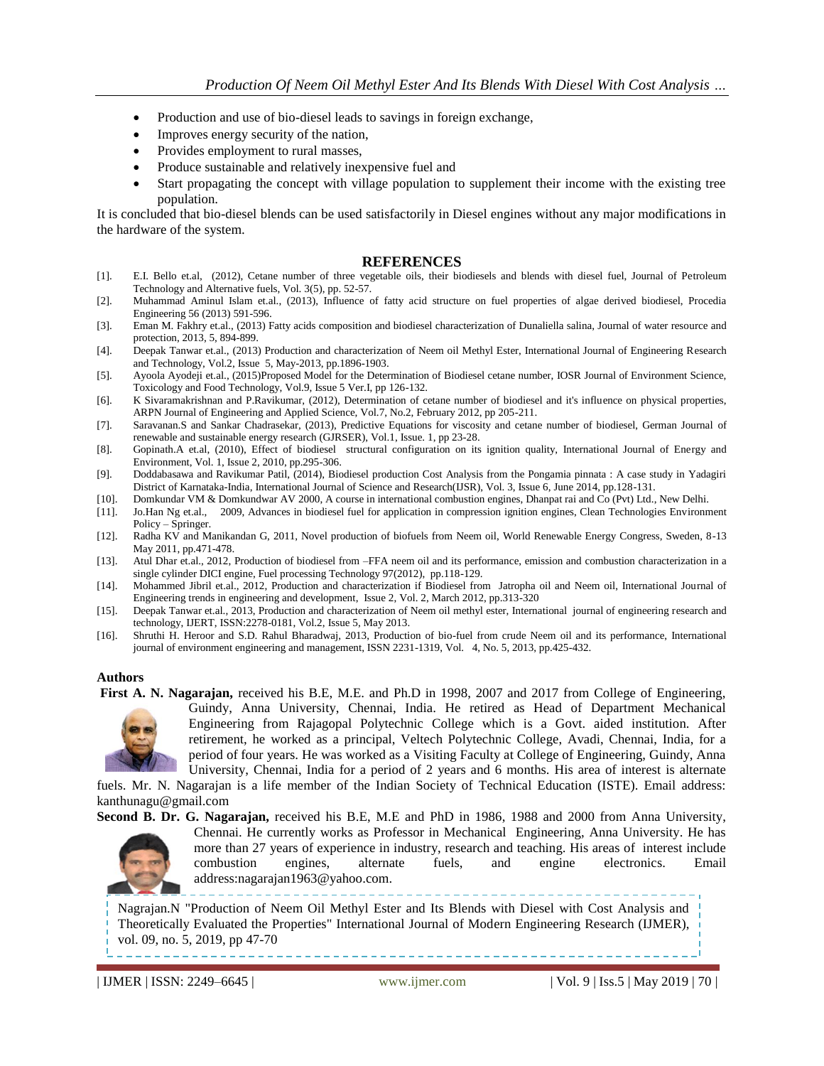- Production and use of bio-diesel leads to savings in foreign exchange,
- Improves energy security of the nation,
- Provides employment to rural masses,
- Produce sustainable and relatively inexpensive fuel and
- Start propagating the concept with village population to supplement their income with the existing tree population.

It is concluded that bio-diesel blends can be used satisfactorily in Diesel engines without any major modifications in the hardware of the system.

## REFERENCES

[1]. E.I. Bello et.al, (2012), Cetane number of three vegetable oils, their biodiesels and blends with diesel fuel, Journal of Petroleum Technology and Alternative fuels, Vol. 3(5), pp. 52-57.

[2]. Muhammad Aminul Islam et.al., (2013), Influence of fatty acid structure on fuel properties of algae derived biodiesel, Procedia Engineering 56 (2013) 591-596.

[3]. Eman M. Fakhry et.al., (2013) Fatty acids composition and biodiesel characterization of Dunaliella salina, Journal of water resource and protection, 2013, 5, 894-899.

[4]. Deepak Tanwar et.al., (2013) Production and characterization of Neem oil Methyl Ester, International Journal of Engineering Research and Technology, Vol.2, Issue 5, May-2013, pp.1896-1903.

[5]. Ayoola Ayodeji et.al., (2015)Proposed Model for the Determination of Biodiesel cetane number, IOSR Journal of Environment Science, Toxicology and Food Technology, Vol.9, Issue 5 Ver.I, pp 126-132.

[6]. K Sivaramakrishnan and P.Ravikumar, (2012), Determination of cetane number of biodiesel and it's influence on physical properties, ARPN Journal of Engineering and Applied Science, Vol.7, No.2, February 2012, pp 205-211.

[7]. Saravanan.S and Sankar Chadrasekar, (2013), Predictive Equations for viscosity and cetane number of biodiesel, German Journal of renewable and sustainable energy research (GJRSER), Vol.1, Issue. 1, pp 23-28.

[8]. Gopinath.A et.al, (2010), Effect of biodiesel structural configuration on its ignition quality, International Journal of Energy and Environment, Vol. 1, Issue 2, 2010, pp.295-306.

[9]. Doddabasawa and Ravikumar Patil, (2014), Biodiesel production Cost Analysis from the Pongamia pinnata : A case study in Yadagiri District of Karnataka-India, International Journal of Science and Research(IJSR), Vol. 3, Issue 6, June 2014, pp.128-131.

[10]. Domkundar VM & Domkundwar AV 2000, A course in international combustion engines, Dhanpat rai and Co (Pvt) Ltd., New Delhi.

[11]. Jo.Han Ng et.al., 2009, Advances in biodiesel fuel for application in compression ignition engines, Clean Technologies Environment Policy – Springer.

[12]. Radha KV and Manikandan G, 2011, Novel production of biofuels from Neem oil, World Renewable Energy Congress, Sweden, 8-13 May 2011, pp.471-478.

[13]. Atul Dhar et.al., 2012, Production of biodiesel from –FFA neem oil and its performance, emission and combustion characterization in a single cylinder DICI engine, Fuel processing Technology 97(2012), pp.118-129.

[14]. Mohammed Jibril et.al., 2012, Production and characterization if Biodiesel from Jatropha oil and Neem oil, International Journal of Engineering trends in engineering and development, Issue 2, Vol. 2, March 2012, pp.313-320

[15]. Deepak Tanwar et.al., 2013, Production and characterization of Neem oil methyl ester, International journal of engineering research and technology, IJERT, ISSN:2278-0181, Vol.2, Issue 5, May 2013.

[16]. Shruthi H. Heroor and S.D. Rahul Bharadwaj, 2013, Production of bio-fuel from crude Neem oil and its performance, International journal of environment engineering and management, ISSN 2231-1319, Vol. 4, No. 5, 2013, pp.425-432.

### Authors

**First A. N. Nagarajan,** received his B.E, M.E. and Ph.D in 1998, 2007 and 2017 from College of Engineering, Guindy, Anna University, Chennai, India. He retired as Head of Department Mechanical Engineering from Rajagopal Polytechnic College which is a Govt. aided institution. After retirement, he worked as a principal, Veltech Polytechnic College, Avadi, Chennai, India, for a period of four years. He was worked as a Visiting Faculty at College of Engineering, Guindy, Anna University, Chennai, India for a period of 2 years and 6 months. His area of interest is alternate fuels. Mr. N. Nagarajan is a life member of the Indian Society of Technical Education (ISTE). Email address: kanthunagu@gmail.com

**Second B. Dr. G. Nagarajan,** received his B.E, M.E and PhD in 1986, 1988 and 2000 from Anna University, Chennai. He currently works as Professor in Mechanical Engineering, Anna University. He has more than 27 years of experience in industry, research and teaching. His areas of interest include combustion engines, alternate fuels, and engine electronics. Email address:nagarajan1963@yahoo.com.

Nagrajan.N "Production of Neem Oil Methyl Ester and Its Blends with Diesel with Cost Analysis and Theoretically Evaluated the Properties" International Journal of Modern Engineering Research (IJMER), vol. 09, no. 5, 2019, pp 47-70